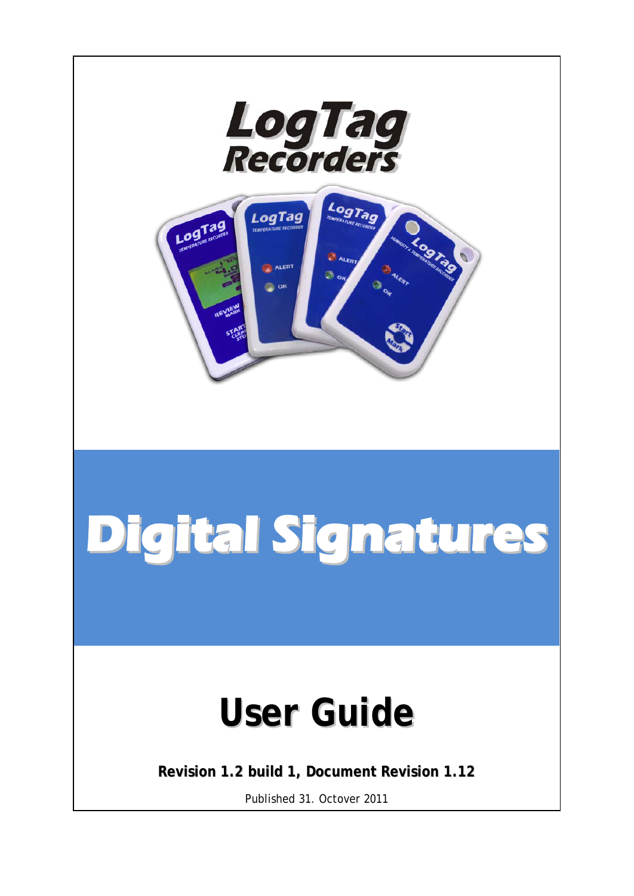# LogTag Recorders

# Digital Signatures

# User Guide

**Revision 1.2 build 1, Document Revision 1.12**

Published 31. Octover 2011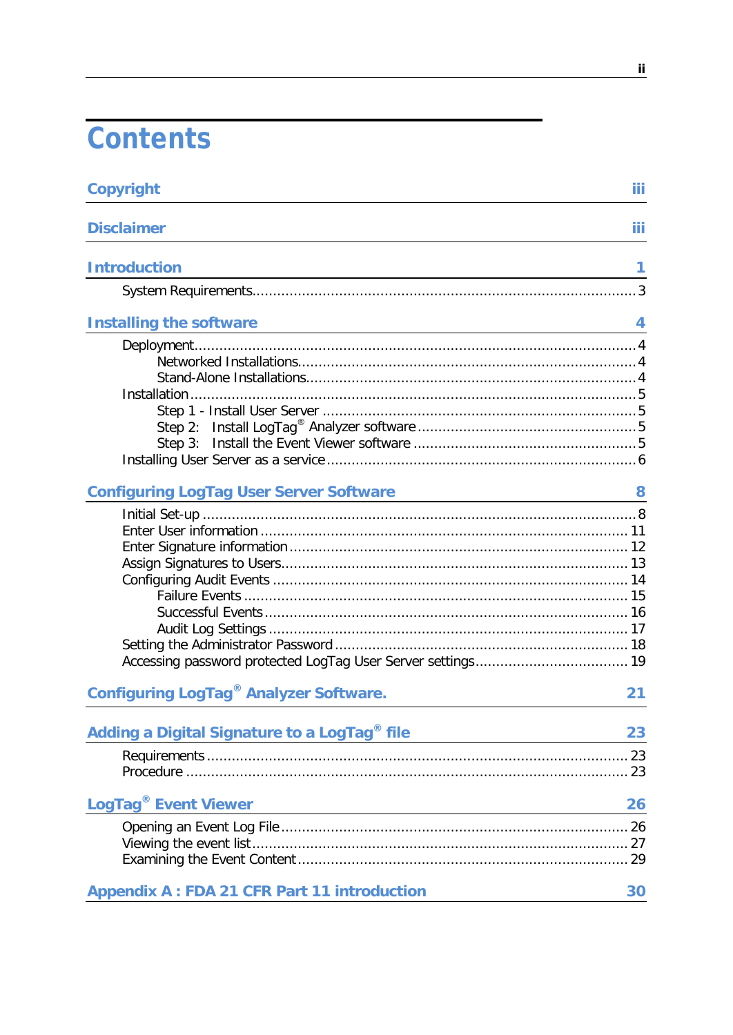# Contents

**Copyright** iii

**Disclaimer** iii

**Introduction** 1

- System Requirements ... 3

**Installing the software** 4

- Deployment ... 4
  - Networked Installations ... 4
  - Stand-Alone Installations ... 4
- Installation ... 5
  - Step 1 - Install User Server ... 5
  - Step 2: Install LogTag® Analyzer software ... 5
  - Step 3: Install the Event Viewer software ... 5
- Installing User Server as a service ... 6

**Configuring LogTag User Server Software** 8

- Initial Set-up ... 8
- Enter User information ... 11
- Enter Signature information ... 12
- Assign Signatures to Users ... 13
- Configuring Audit Events ... 14
  - Failure Events ... 15
  - Successful Events ... 16
  - Audit Log Settings ... 17
- Setting the Administrator Password ... 18
- Accessing password protected LogTag User Server settings ... 19

**Configuring LogTag® Analyzer Software.** 21

**Adding a Digital Signature to a LogTag® file** 23

- Requirements ... 23
- Procedure ... 23

**LogTag® Event Viewer** 26

- Opening an Event Log File ... 26
- Viewing the event list ... 27
- Examining the Event Content ... 29

**Appendix A : FDA 21 CFR Part 11 introduction** 30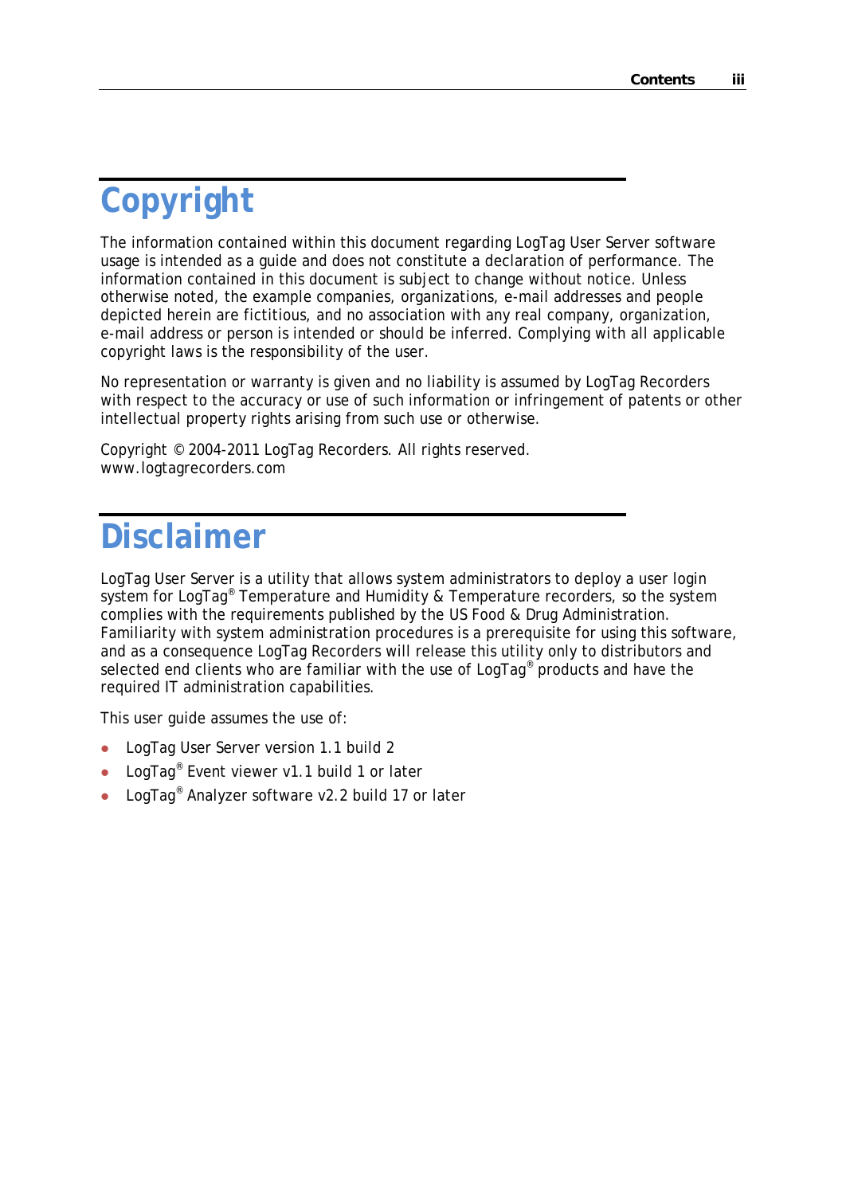# Copyright

The information contained within this document regarding LogTag User Server software usage is intended as a guide and does not constitute a declaration of performance. The information contained in this document is subject to change without notice. Unless otherwise noted, the example companies, organizations, e-mail addresses and people depicted herein are fictitious, and no association with any real company, organization, e-mail address or person is intended or should be inferred. Complying with all applicable copyright laws is the responsibility of the user.

No representation or warranty is given and no liability is assumed by LogTag Recorders with respect to the accuracy or use of such information or infringement of patents or other intellectual property rights arising from such use or otherwise.

Copyright © 2004-2011 LogTag Recorders. All rights reserved.
www.logtagrecorders.com

# Disclaimer

LogTag User Server is a utility that allows system administrators to deploy a user login system for LogTag® Temperature and Humidity & Temperature recorders, so the system complies with the requirements published by the US Food & Drug Administration. Familiarity with system administration procedures is a prerequisite for using this software, and as a consequence LogTag Recorders will release this utility only to distributors and selected end clients who are familiar with the use of LogTag® products and have the required IT administration capabilities.

This user guide assumes the use of:

- LogTag User Server version 1.1 build 2
- LogTag® Event viewer v1.1 build 1 or later
- LogTag® Analyzer software v2.2 build 17 or later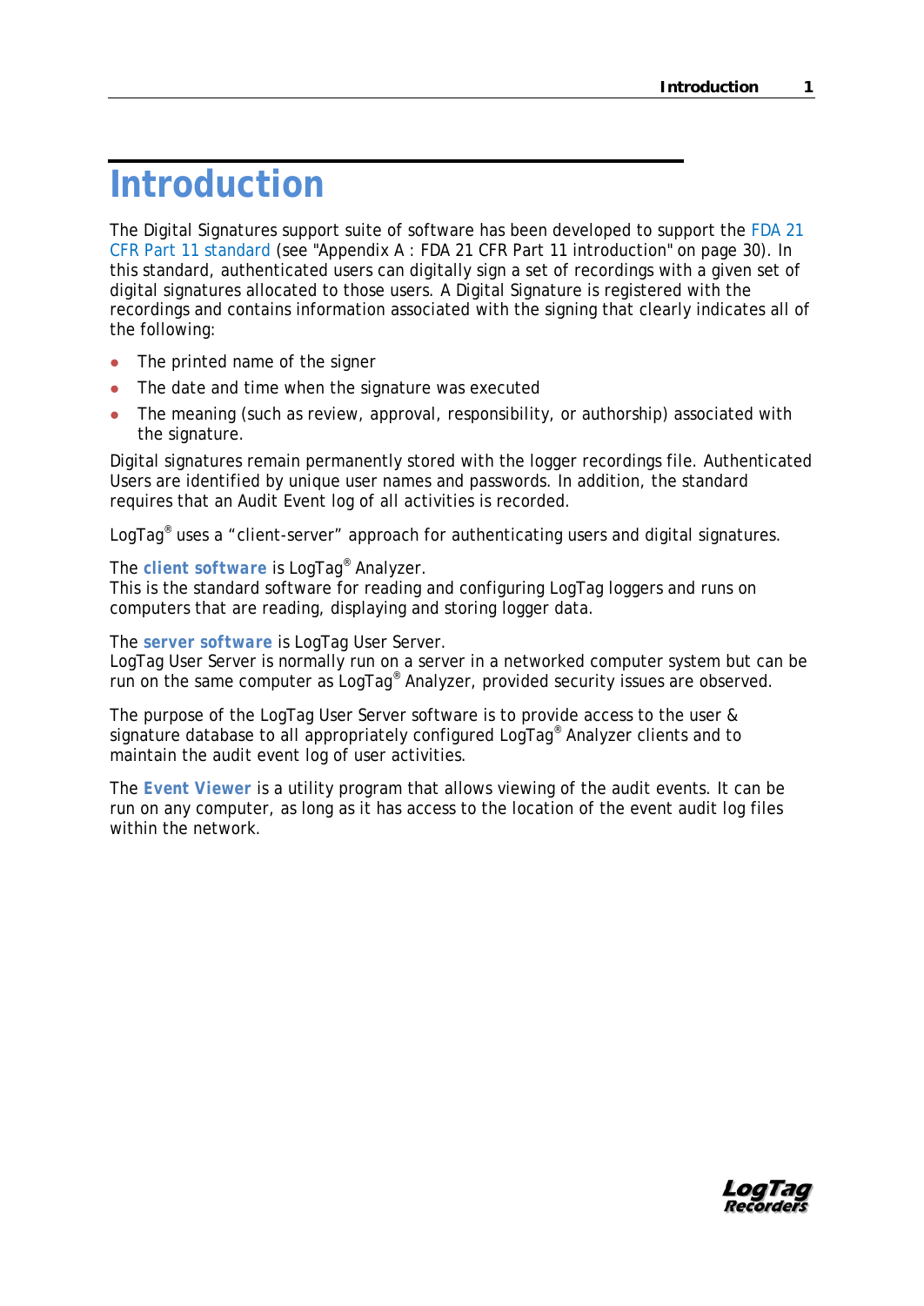# Introduction

The Digital Signatures support suite of software has been developed to support the FDA 21 CFR Part 11 standard (see "Appendix A : FDA 21 CFR Part 11 introduction" on page 30). In this standard, authenticated users can digitally sign a set of recordings with a given set of digital signatures allocated to those users. A Digital Signature is registered with the recordings and contains information associated with the signing that clearly indicates all of the following:

- The printed name of the signer
- The date and time when the signature was executed
- The meaning (such as review, approval, responsibility, or authorship) associated with the signature.

Digital signatures remain permanently stored with the logger recordings file. Authenticated Users are identified by unique user names and passwords. In addition, the standard requires that an Audit Event log of all activities is recorded.

LogTag® uses a "client-server" approach for authenticating users and digital signatures.

The **client software** is LogTag® Analyzer.
This is the standard software for reading and configuring LogTag loggers and runs on computers that are reading, displaying and storing logger data.

The **server software** is LogTag User Server.
LogTag User Server is normally run on a server in a networked computer system but can be run on the same computer as LogTag® Analyzer, provided security issues are observed.

The purpose of the LogTag User Server software is to provide access to the user & signature database to all appropriately configured LogTag® Analyzer clients and to maintain the audit event log of user activities.

The **Event Viewer** is a utility program that allows viewing of the audit events. It can be run on any computer, as long as it has access to the location of the event audit log files within the network.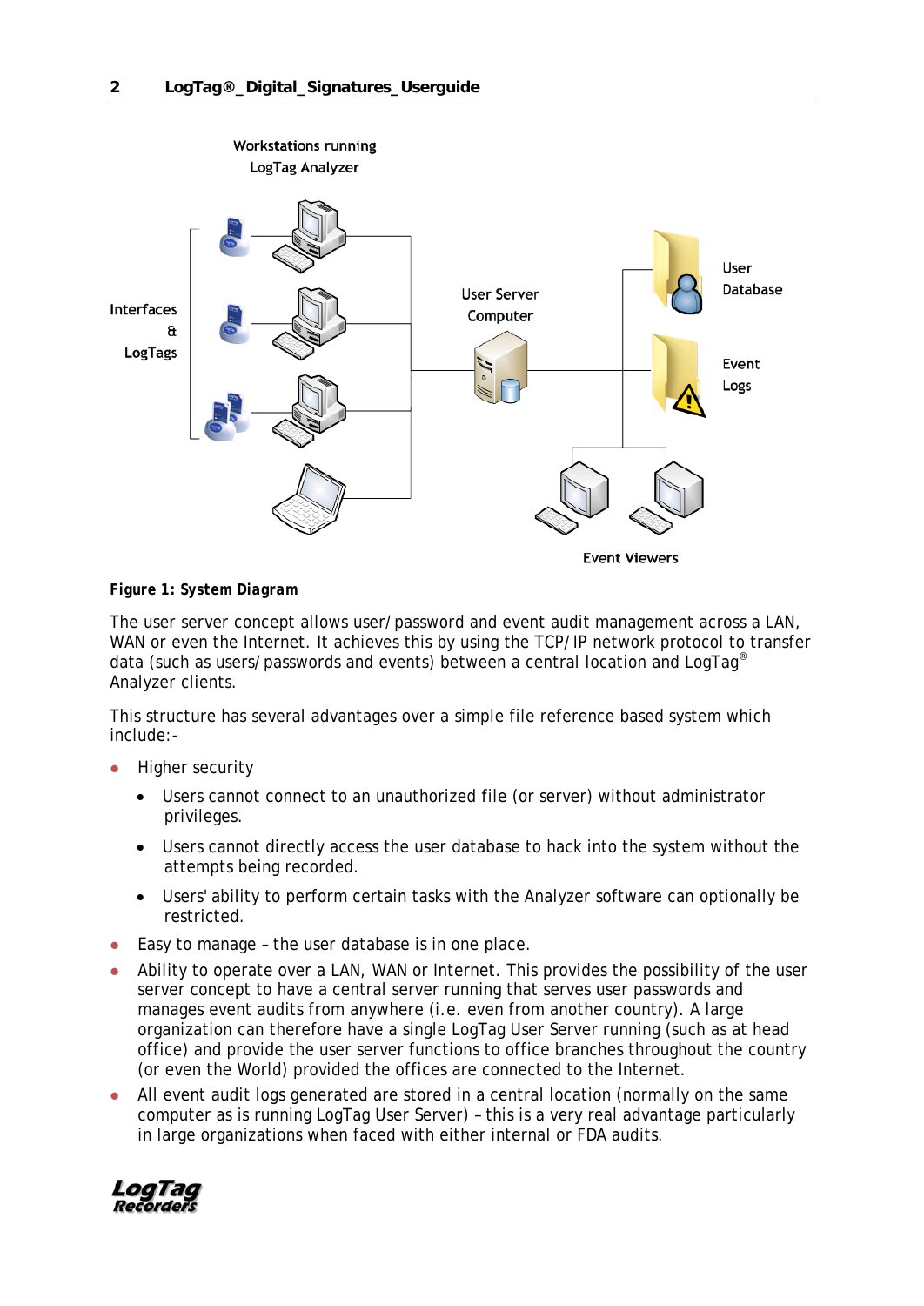**Figure 1: System Diagram**

The user server concept allows user/password and event audit management across a LAN, WAN or even the Internet. It achieves this by using the TCP/IP network protocol to transfer data (such as users/passwords and events) between a central location and LogTag® Analyzer clients.

This structure has several advantages over a simple file reference based system which include:-

- Higher security
  - Users cannot connect to an unauthorized file (or server) without administrator privileges.
  - Users cannot directly access the user database to hack into the system without the attempts being recorded.
  - Users' ability to perform certain tasks with the Analyzer software can optionally be restricted.
- Easy to manage – the user database is in one place.
- Ability to operate over a LAN, WAN or Internet. This provides the possibility of the user server concept to have a central server running that serves user passwords and manages event audits from anywhere (i.e. even from another country). A large organization can therefore have a single LogTag User Server running (such as at head office) and provide the user server functions to office branches throughout the country (or even the World) provided the offices are connected to the Internet.
- All event audit logs generated are stored in a central location (normally on the same computer as is running LogTag User Server) – this is a very real advantage particularly in large organizations when faced with either internal or FDA audits.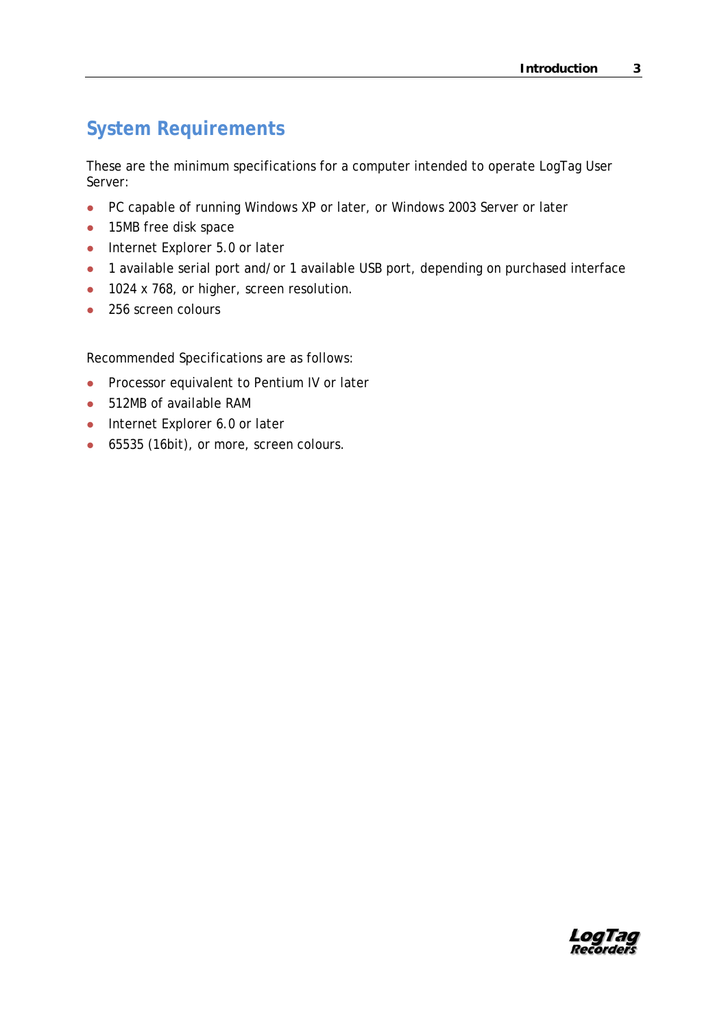## System Requirements

These are the minimum specifications for a computer intended to operate LogTag User Server:

- PC capable of running Windows XP or later, or Windows 2003 Server or later
- 15MB free disk space
- Internet Explorer 5.0 or later
- 1 available serial port and/or 1 available USB port, depending on purchased interface
- 1024 x 768, or higher, screen resolution.
- 256 screen colours

Recommended Specifications are as follows:

- Processor equivalent to Pentium IV or later
- 512MB of available RAM
- Internet Explorer 6.0 or later
- 65535 (16bit), or more, screen colours.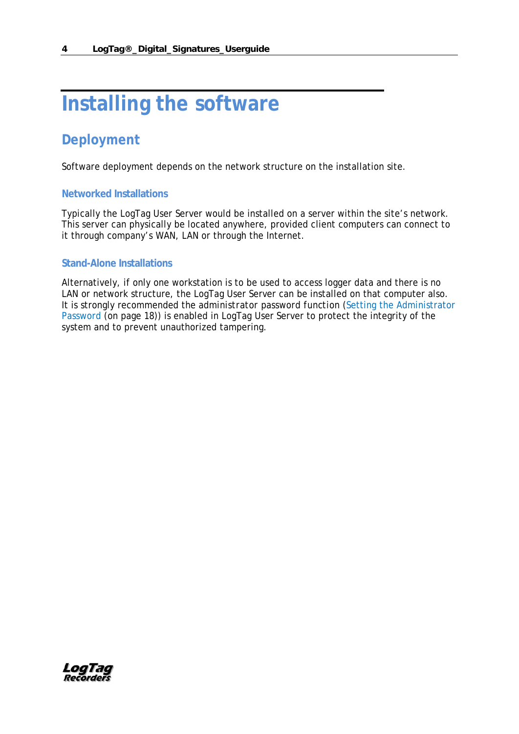# Installing the software

## Deployment

Software deployment depends on the network structure on the installation site.

### Networked Installations

Typically the LogTag User Server would be installed on a server within the site's network. This server can physically be located anywhere, provided client computers can connect to it through company's WAN, LAN or through the Internet.

### Stand-Alone Installations

Alternatively, if only one workstation is to be used to access logger data and there is no LAN or network structure, the LogTag User Server can be installed on that computer also. It is strongly recommended the administrator password function (Setting the Administrator Password (on page 18)) is enabled in LogTag User Server to protect the integrity of the system and to prevent unauthorized tampering.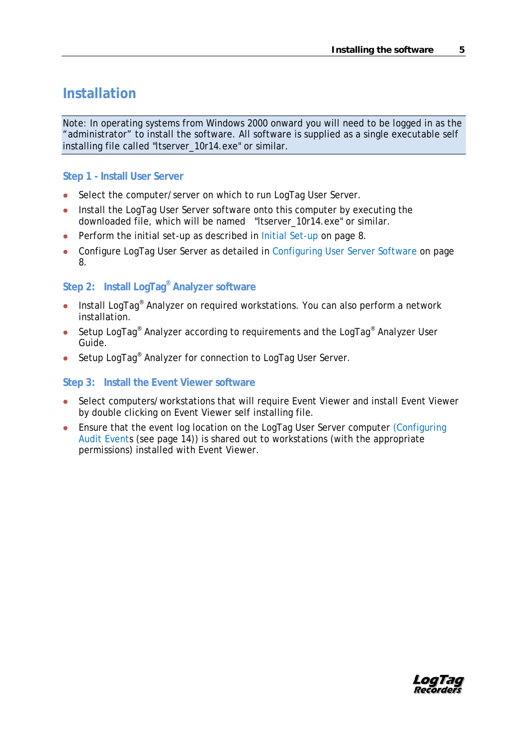# Installation

Note: In operating systems from Windows 2000 onward you will need to be logged in as the "administrator" to install the software. All software is supplied as a single executable self installing file called "ltserver_10r14.exe" or similar.

### Step 1 - Install User Server

- Select the computer/server on which to run LogTag User Server.
- Install the LogTag User Server software onto this computer by executing the downloaded file, which will be named "ltserver_10r14.exe" or similar.
- Perform the initial set-up as described in Initial Set-up on page 8.
- Configure LogTag User Server as detailed in Configuring User Server Software on page 8.

### Step 2: Install LogTag® Analyzer software

- Install LogTag® Analyzer on required workstations. You can also perform a network installation.
- Setup LogTag® Analyzer according to requirements and the LogTag® Analyzer User Guide.
- Setup LogTag® Analyzer for connection to LogTag User Server.

### Step 3: Install the Event Viewer software

- Select computers/workstations that will require Event Viewer and install Event Viewer by double clicking on Event Viewer self installing file.
- Ensure that the event log location on the LogTag User Server computer (Configuring Audit Events (see page 14)) is shared out to workstations (with the appropriate permissions) installed with Event Viewer.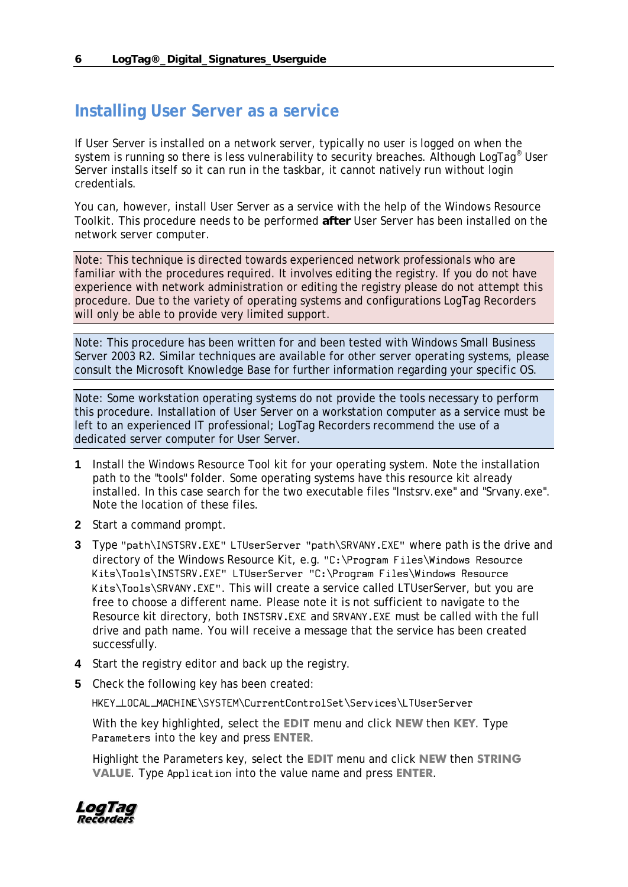## Installing User Server as a service

If User Server is installed on a network server, typically no user is logged on when the system is running so there is less vulnerability to security breaches. Although LogTag® User Server installs itself so it can run in the taskbar, it cannot natively run without login credentials.

You can, however, install User Server as a service with the help of the Windows Resource Toolkit. This procedure needs to be performed **after** User Server has been installed on the network server computer.

Note: This technique is directed towards experienced network professionals who are familiar with the procedures required. It involves editing the registry. If you do not have experience with network administration or editing the registry please do not attempt this procedure. Due to the variety of operating systems and configurations LogTag Recorders will only be able to provide very limited support.

Note: This procedure has been written for and been tested with Windows Small Business Server 2003 R2. Similar techniques are available for other server operating systems, please consult the Microsoft Knowledge Base for further information regarding your specific OS.

Note: Some workstation operating systems do not provide the tools necessary to perform this procedure. Installation of User Server on a workstation computer as a service must be left to an experienced IT professional; LogTag Recorders recommend the use of a dedicated server computer for User Server.

1. Install the Windows Resource Tool kit for your operating system. Note the installation path to the "tools" folder. Some operating systems have this resource kit already installed. In this case search for the two executable files "Instsrv.exe" and "Srvany.exe". Note the location of these files.
2. Start a command prompt.
3. Type `"path\INSTSRV.EXE" LTUserServer "path\SRVANY.EXE"` where path is the drive and directory of the Windows Resource Kit, e.g. `"C:\Program Files\Windows Resource Kits\Tools\INSTSRV.EXE" LTUserServer "C:\Program Files\Windows Resource Kits\Tools\SRVANY.EXE"`. This will create a service called LTUserServer, but you are free to choose a different name. Please note it is not sufficient to navigate to the Resource kit directory, both `INSTSRV.EXE` and `SRVANY.EXE` must be called with the full drive and path name. You will receive a message that the service has been created successfully.
4. Start the registry editor and back up the registry.
5. Check the following key has been created:

   `HKEY_LOCAL_MACHINE\SYSTEM\CurrentControlSet\Services\LTUserServer`

   With the key highlighted, select the **EDIT** menu and click **NEW** then **KEY**. Type `Parameters` into the key and press **ENTER**.

   Highlight the Parameters key, select the **EDIT** menu and click **NEW** then **STRING VALUE**. Type `Application` into the value name and press **ENTER**.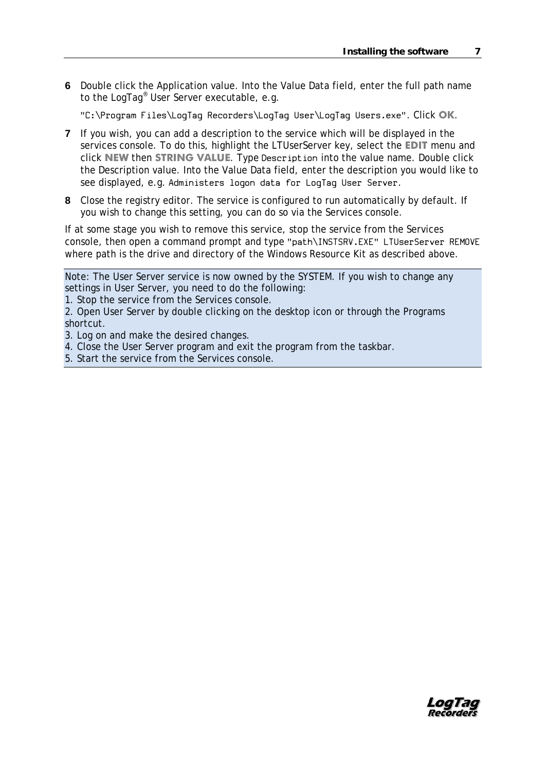6 Double click the Application value. Into the Value Data field, enter the full path name to the LogTag® User Server executable, e.g.
   `"C:\Program Files\LogTag Recorders\LogTag User\LogTag Users.exe"`. Click **OK**.

7 If you wish, you can add a description to the service which will be displayed in the services console. To do this, highlight the LTUserServer key, select the **EDIT** menu and click **NEW** then **STRING VALUE**. Type `Description` into the value name. Double click the Description value. Into the Value Data field, enter the description you would like to see displayed, e.g. `Administers logon data for LogTag User Server`.

8 Close the registry editor. The service is configured to run automatically by default. If you wish to change this setting, you can do so via the Services console.

If at some stage you wish to remove this service, stop the service from the Services console, then open a command prompt and type `"path\INSTSRV.EXE" LTUserServer REMOVE` where path is the drive and directory of the Windows Resource Kit as described above.

> Note: The User Server service is now owned by the SYSTEM. If you wish to change any settings in User Server, you need to do the following:
> 1. Stop the service from the Services console.
> 2. Open User Server by double clicking on the desktop icon or through the Programs shortcut.
> 3. Log on and make the desired changes.
> 4. Close the User Server program and exit the program from the taskbar.
> 5. Start the service from the Services console.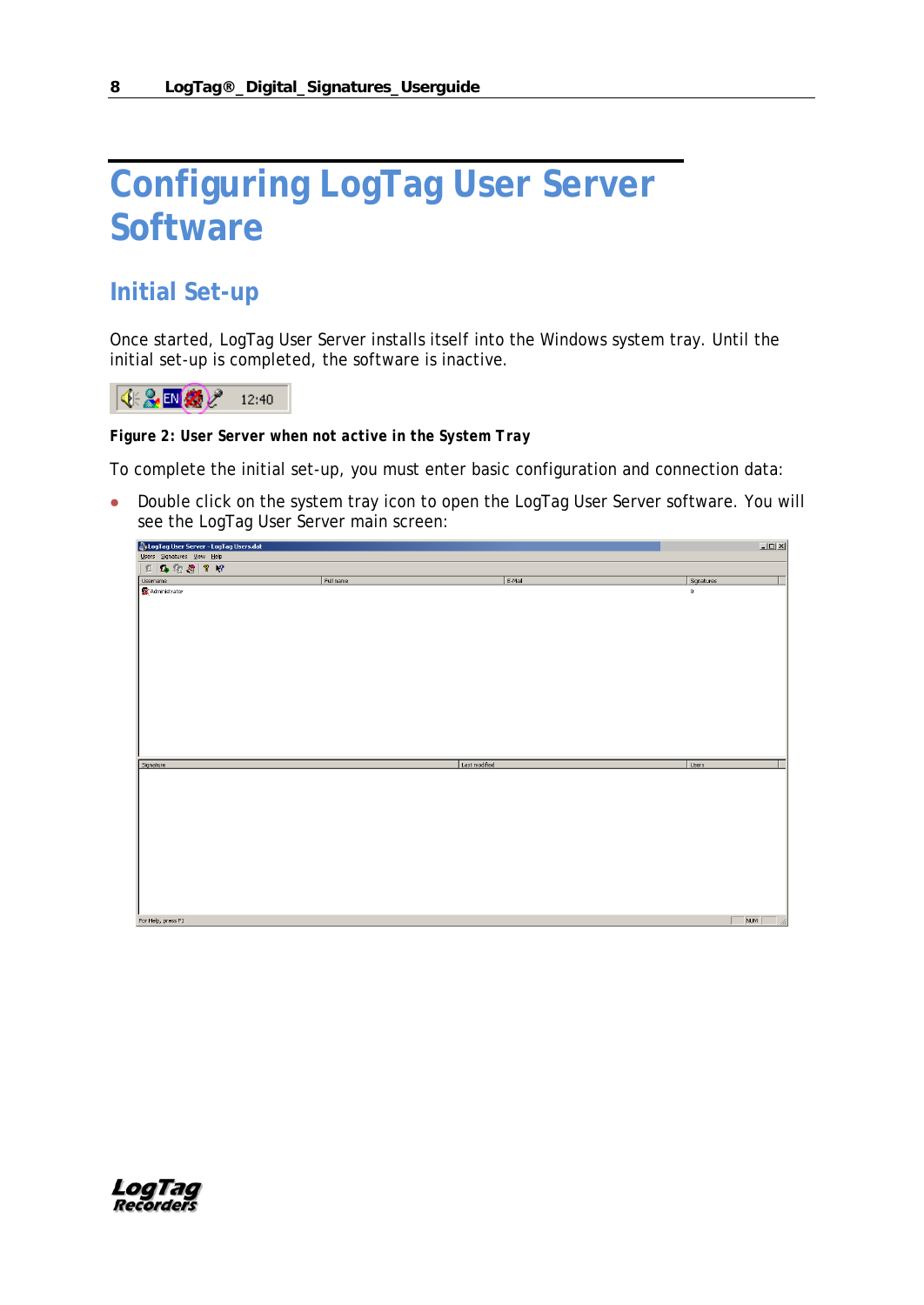# Configuring LogTag User Server Software

## Initial Set-up

Once started, LogTag User Server installs itself into the Windows system tray. Until the initial set-up is completed, the software is inactive.

**Figure 2: User Server when not active in the System Tray**

To complete the initial set-up, you must enter basic configuration and connection data:

- Double click on the system tray icon to open the LogTag User Server software. You will see the LogTag User Server main screen: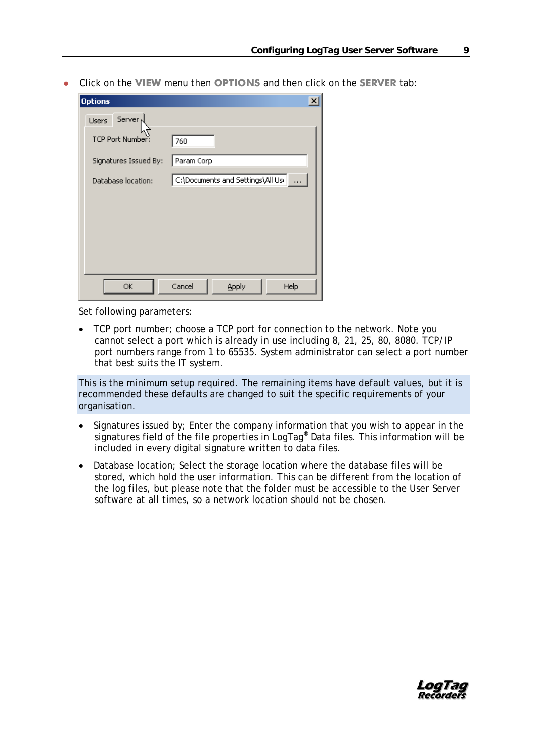- Click on the **VIEW** menu then **OPTIONS** and then click on the **SERVER** tab:

Set following parameters:

- TCP port number; choose a TCP port for connection to the network. Note you cannot select a port which is already in use including 8, 21, 25, 80, 8080. TCP/IP port numbers range from 1 to 65535. System administrator can select a port number that best suits the IT system.

> This is the minimum setup required. The remaining items have default values, but it is recommended these defaults are changed to suit the specific requirements of your organisation.

- Signatures issued by; Enter the company information that you wish to appear in the signatures field of the file properties in LogTag® Data files. This information will be included in every digital signature written to data files.
- Database location; Select the storage location where the database files will be stored, which hold the user information. This can be different from the location of the log files, but please note that the folder must be accessible to the User Server software at all times, so a network location should not be chosen.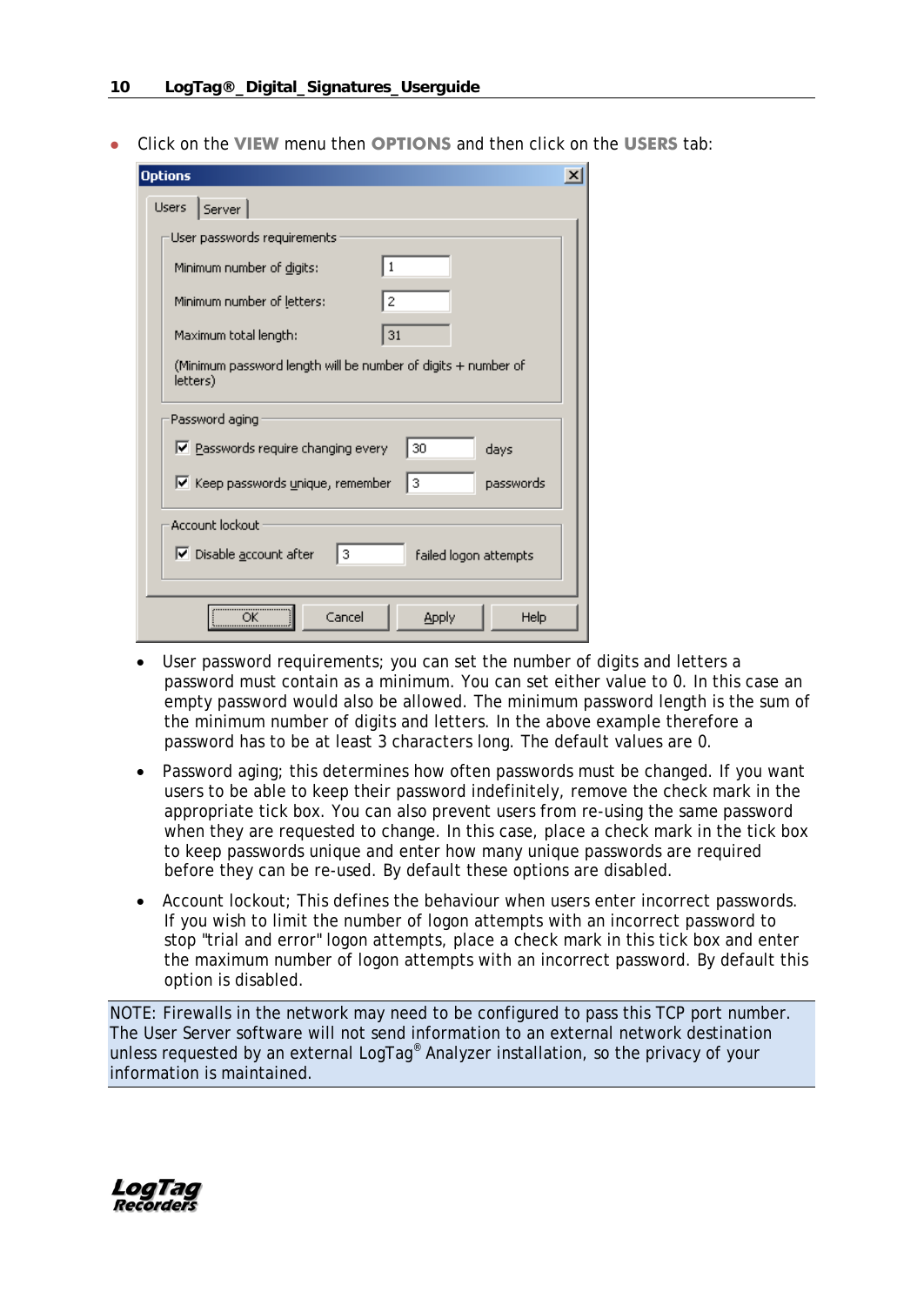- Click on the **VIEW** menu then **OPTIONS** and then click on the **USERS** tab:

Options

Users | Server

User passwords requirements

Minimum number of digits: 1

Minimum number of letters: 2

Maximum total length: 31

(Minimum password length will be number of digits + number of letters)

Password aging

☑ Passwords require changing every 30 days

☑ Keep passwords unique, remember 3 passwords

Account lockout

☑ Disable account after 3 failed logon attempts

OK | Cancel | Apply | Help

- User password requirements; you can set the number of digits and letters a password must contain as a minimum. You can set either value to 0. In this case an empty password would also be allowed. The minimum password length is the sum of the minimum number of digits and letters. In the above example therefore a password has to be at least 3 characters long. The default values are 0.
- Password aging; this determines how often passwords must be changed. If you want users to be able to keep their password indefinitely, remove the check mark in the appropriate tick box. You can also prevent users from re-using the same password when they are requested to change. In this case, place a check mark in the tick box to keep passwords unique and enter how many unique passwords are required before they can be re-used. By default these options are disabled.
- Account lockout; This defines the behaviour when users enter incorrect passwords. If you wish to limit the number of logon attempts with an incorrect password to stop "trial and error" logon attempts, place a check mark in this tick box and enter the maximum number of logon attempts with an incorrect password. By default this option is disabled.

NOTE: Firewalls in the network may need to be configured to pass this TCP port number. The User Server software will not send information to an external network destination unless requested by an external LogTag® Analyzer installation, so the privacy of your information is maintained.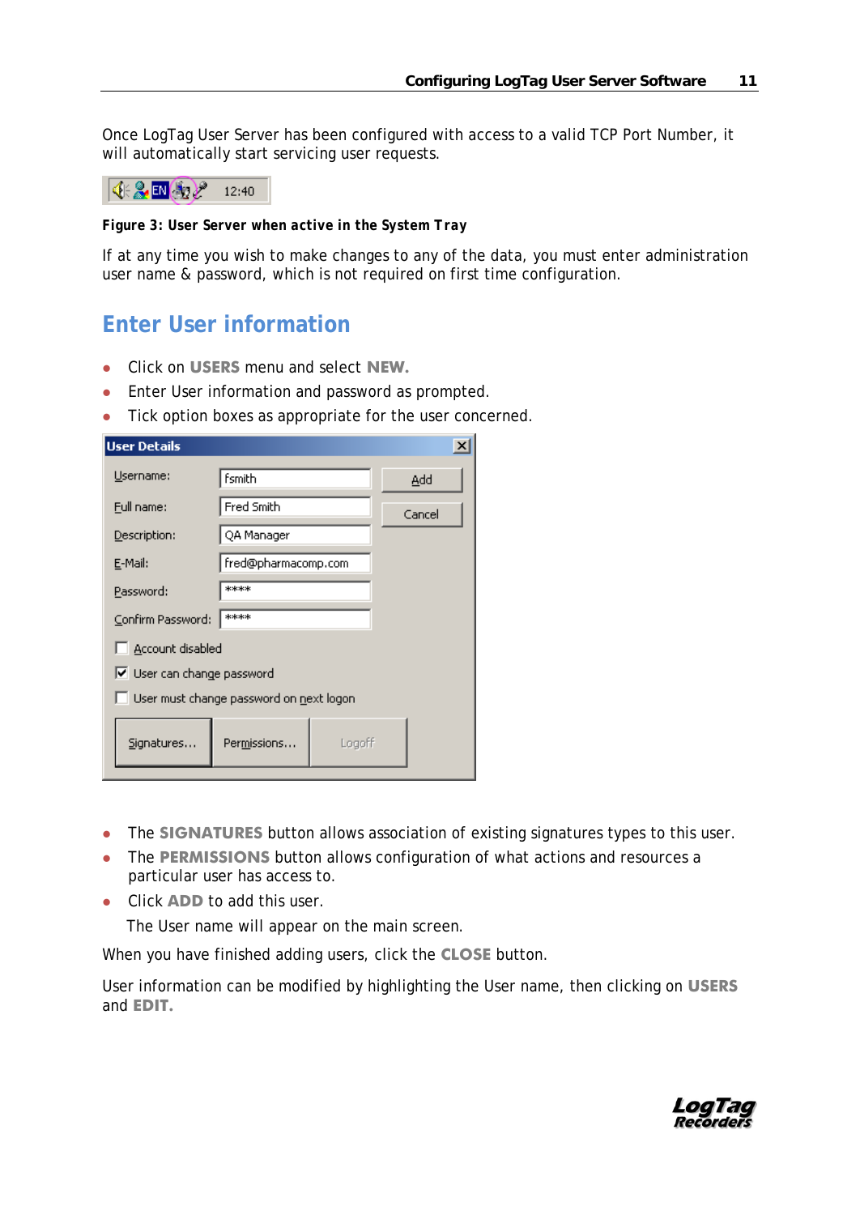Once LogTag User Server has been configured with access to a valid TCP Port Number, it will automatically start servicing user requests.

**Figure 3: User Server when active in the System Tray**

If at any time you wish to make changes to any of the data, you must enter administration user name & password, which is not required on first time configuration.

## Enter User information

- Click on **USERS** menu and select **NEW.**
- Enter User information and password as prompted.
- Tick option boxes as appropriate for the user concerned.

- The **SIGNATURES** button allows association of existing signatures types to this user.
- The **PERMISSIONS** button allows configuration of what actions and resources a particular user has access to.
- Click **ADD** to add this user.

  The User name will appear on the main screen.

When you have finished adding users, click the **CLOSE** button.

User information can be modified by highlighting the User name, then clicking on **USERS** and **EDIT.**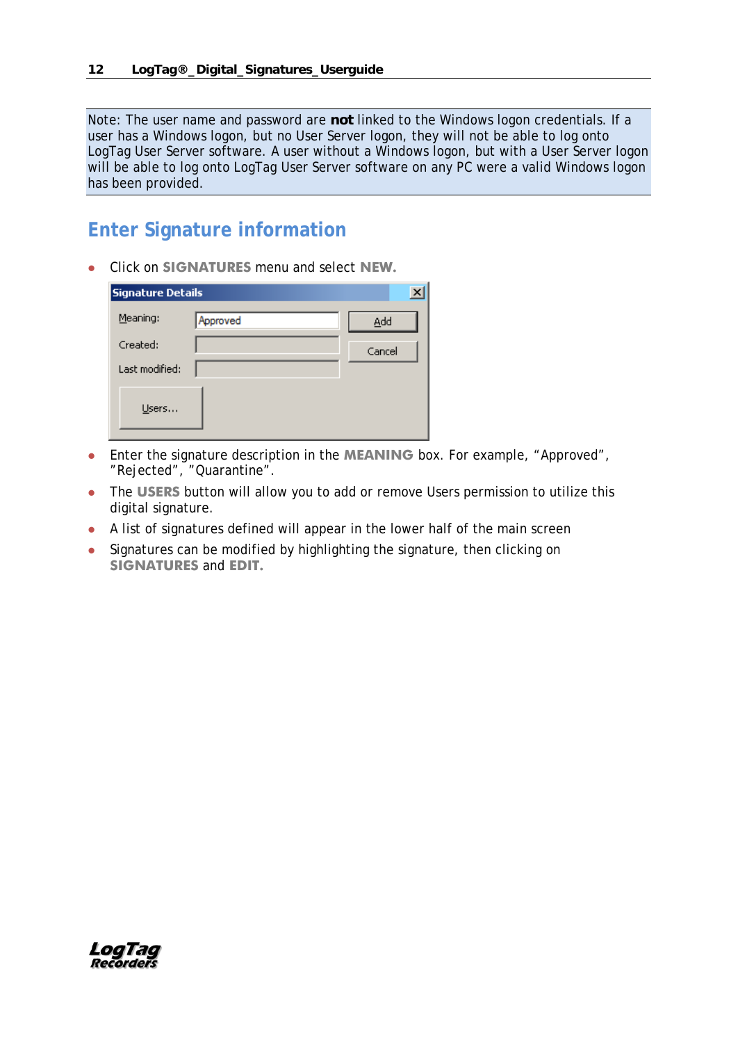Note: The user name and password are **not** linked to the Windows logon credentials. If a user has a Windows logon, but no User Server logon, they will not be able to log onto LogTag User Server software. A user without a Windows logon, but with a User Server logon will be able to log onto LogTag User Server software on any PC were a valid Windows logon has been provided.

## Enter Signature information

- Click on **SIGNATURES** menu and select **NEW.**

- Enter the signature description in the **MEANING** box. For example, “Approved”, ”Rejected”, ”Quarantine”.
- The **USERS** button will allow you to add or remove Users permission to utilize this digital signature.
- A list of signatures defined will appear in the lower half of the main screen
- Signatures can be modified by highlighting the signature, then clicking on **SIGNATURES** and **EDIT.**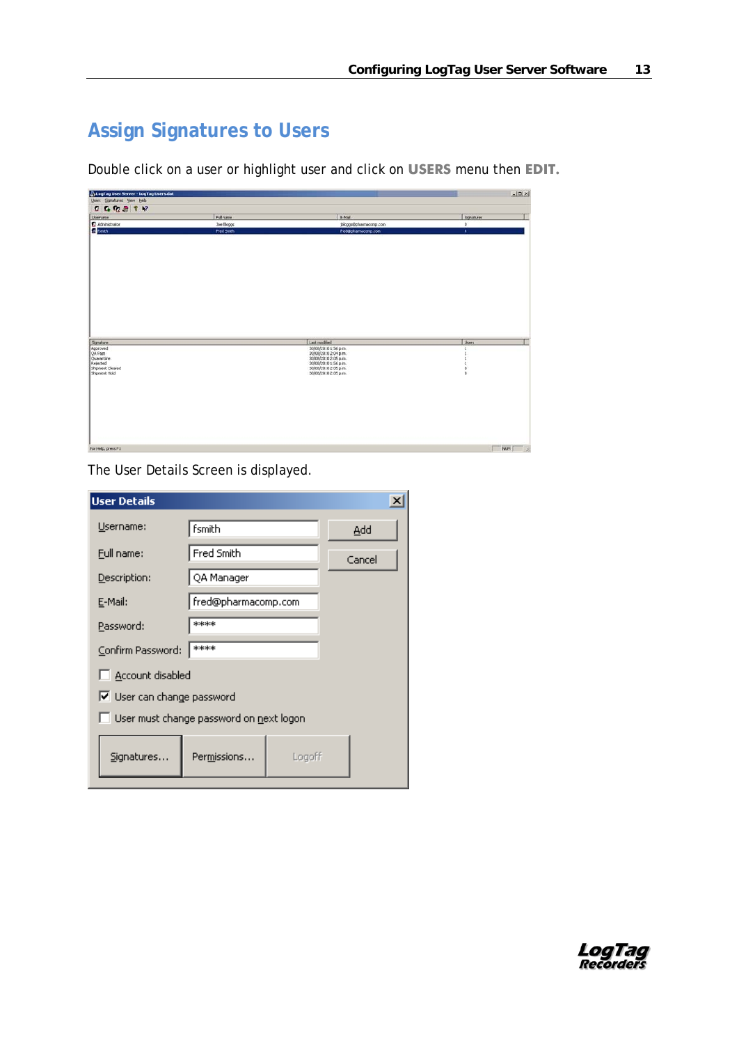## Assign Signatures to Users

Double click on a user or highlight user and click on **USERS** menu then **EDIT.**

The User Details Screen is displayed.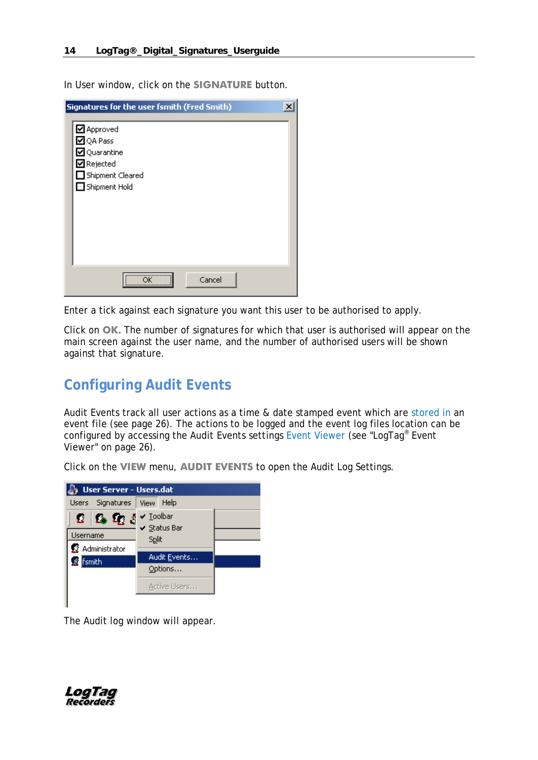In User window, click on the **SIGNATURE** button.

Enter a tick against each signature you want this user to be authorised to apply.

Click on **OK.** The number of signatures for which that user is authorised will appear on the main screen against the user name, and the number of authorised users will be shown against that signature.

## Configuring Audit Events

Audit Events track all user actions as a time & date stamped event which are stored in an event file (see page 26). The actions to be logged and the event log files location can be configured by accessing the Audit Events settings Event Viewer (see "LogTag® Event Viewer" on page 26).

Click on the **VIEW** menu, **AUDIT EVENTS** to open the Audit Log Settings.

The Audit log window will appear.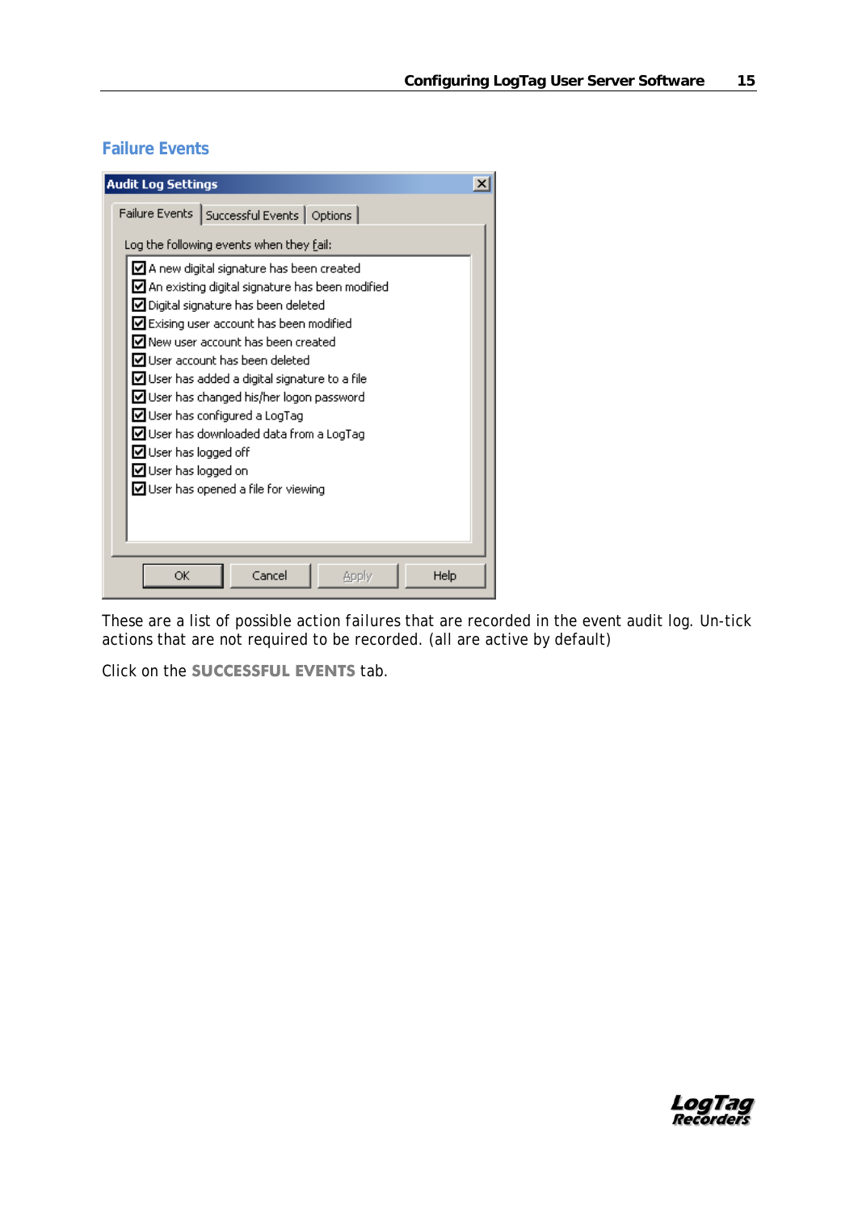## Failure Events

**Audit Log Settings**

Failure Events | Successful Events | Options

Log the following events when they fail:

- ☑ A new digital signature has been created
- ☑ An existing digital signature has been modified
- ☑ Digital signature has been deleted
- ☑ Exising user account has been modified
- ☑ New user account has been created
- ☑ User account has been deleted
- ☑ User has added a digital signature to a file
- ☑ User has changed his/her logon password
- ☑ User has configured a LogTag
- ☑ User has downloaded data from a LogTag
- ☑ User has logged off
- ☑ User has logged on
- ☑ User has opened a file for viewing

OK | Cancel | Apply | Help

These are a list of possible action failures that are recorded in the event audit log. Un-tick actions that are not required to be recorded. (all are active by default)

Click on the **SUCCESSFUL EVENTS** tab.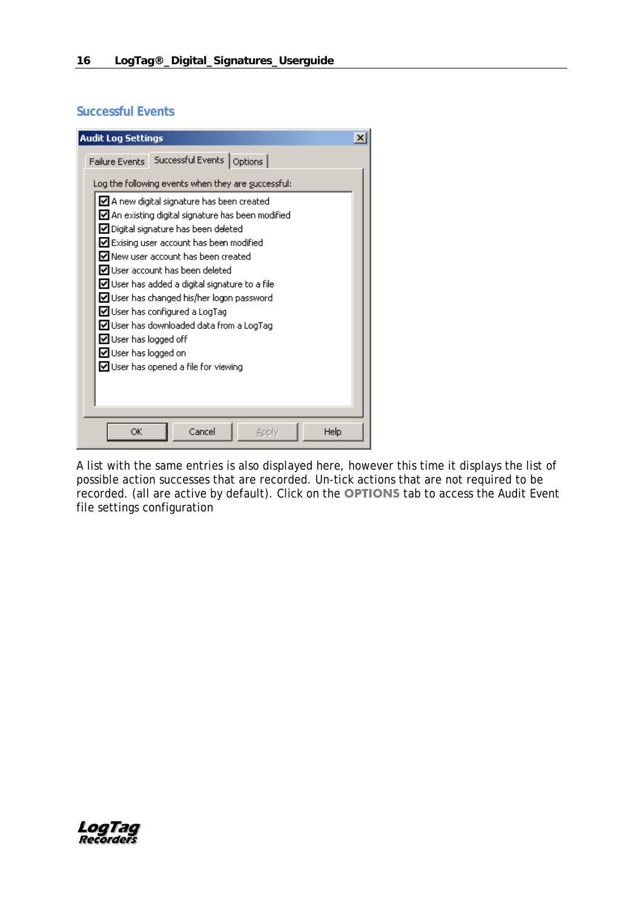## Successful Events

**Audit Log Settings**

Failure Events | Successful Events | Options

Log the following events when they are successful:

- [x] A new digital signature has been created
- [x] An existing digital signature has been modified
- [x] Digital signature has been deleted
- [x] Exising user account has been modified
- [x] New user account has been created
- [x] User account has been deleted
- [x] User has added a digital signature to a file
- [x] User has changed his/her logon password
- [x] User has configured a LogTag
- [x] User has downloaded data from a LogTag
- [x] User has logged off
- [x] User has logged on
- [x] User has opened a file for viewing

OK | Cancel | Apply | Help

A list with the same entries is also displayed here, however this time it displays the list of possible action successes that are recorded. Un-tick actions that are not required to be recorded. (all are active by default). Click on the **OPTIONS** tab to access the Audit Event file settings configuration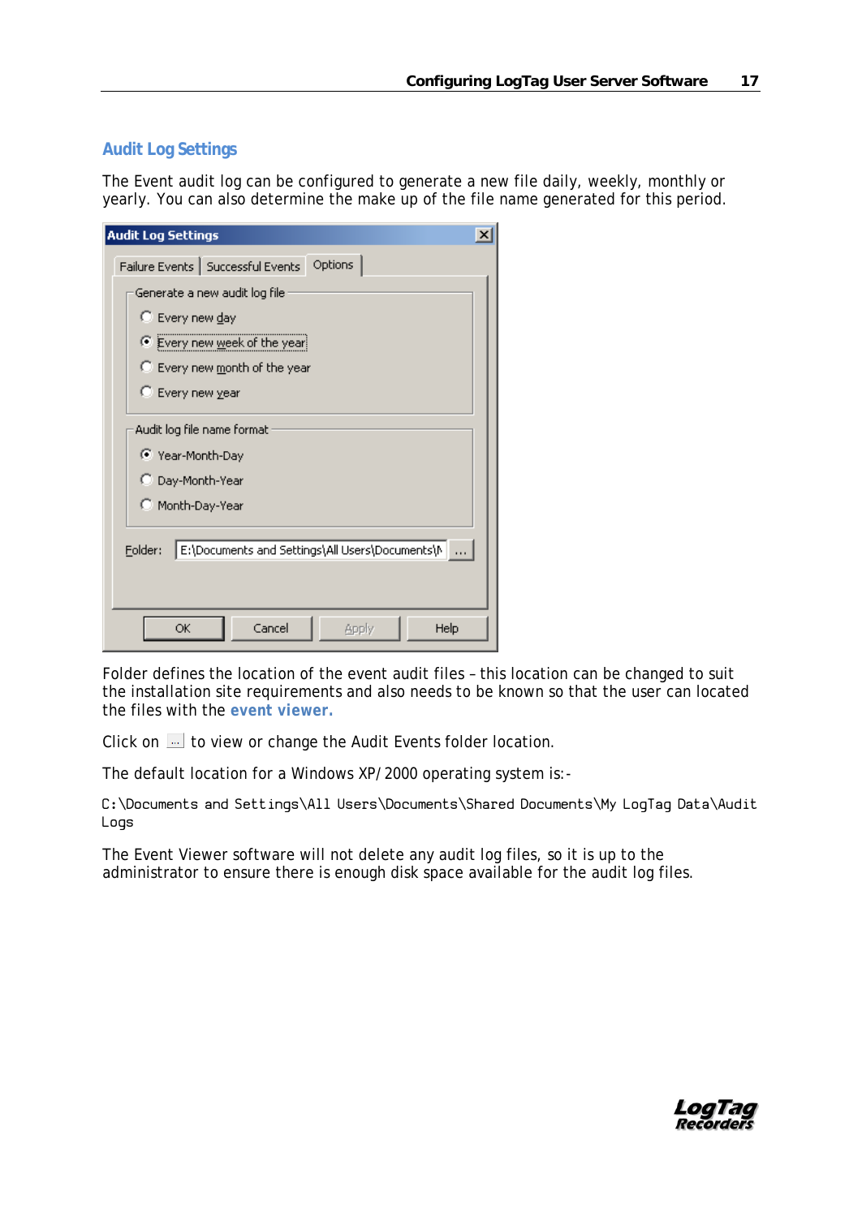## Audit Log Settings

The Event audit log can be configured to generate a new file daily, weekly, monthly or yearly. You can also determine the make up of the file name generated for this period.

Folder defines the location of the event audit files – this location can be changed to suit the installation site requirements and also needs to be known so that the user can located the files with the **event viewer.**

Click on ... to view or change the Audit Events folder location.

The default location for a Windows XP/2000 operating system is:-

```
C:\Documents and Settings\All Users\Documents\Shared Documents\My LogTag Data\Audit Logs
```

The Event Viewer software will not delete any audit log files, so it is up to the administrator to ensure there is enough disk space available for the audit log files.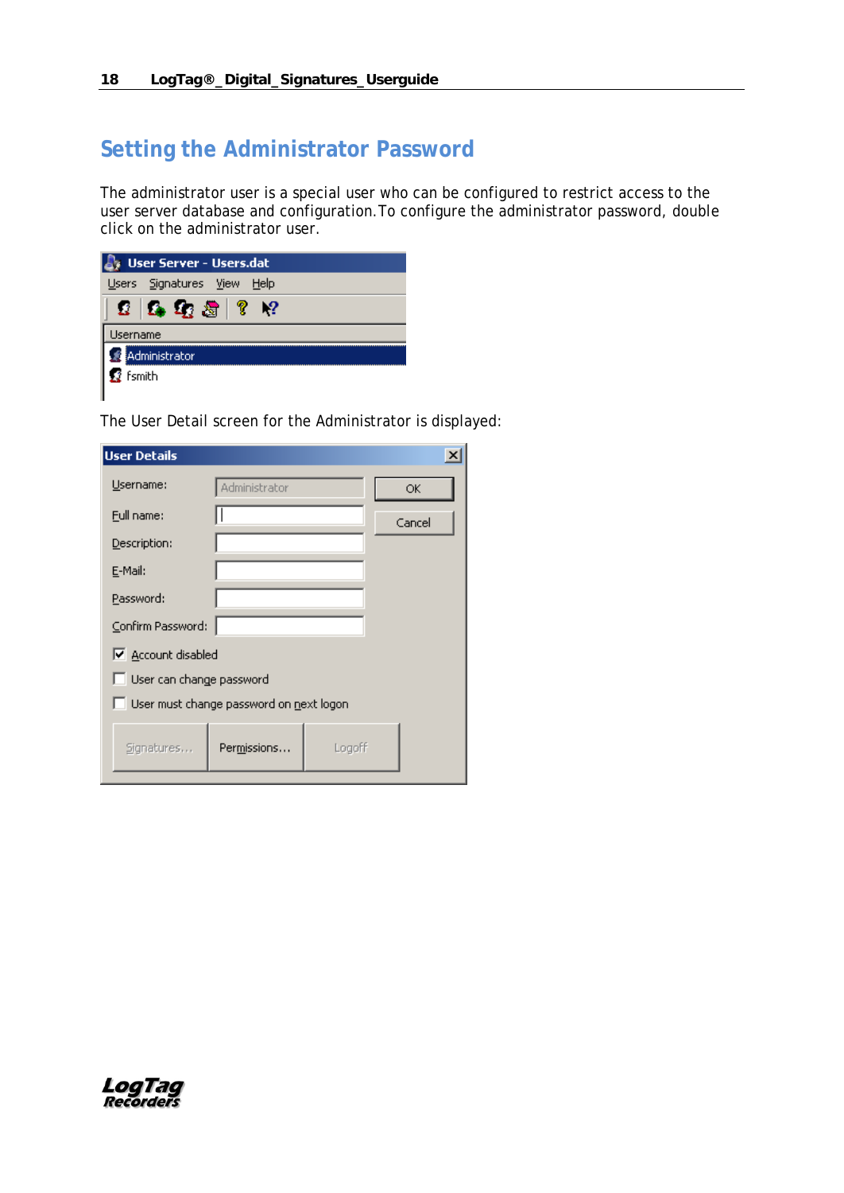# Setting the Administrator Password

The administrator user is a special user who can be configured to restrict access to the user server database and configuration. To configure the administrator password, double click on the administrator user.

The User Detail screen for the Administrator is displayed: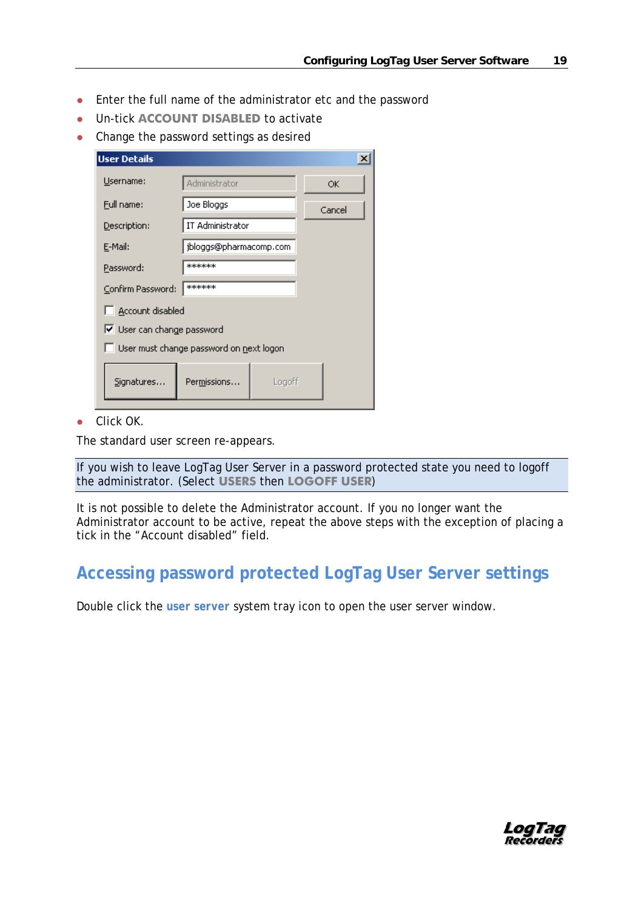- Enter the full name of the administrator etc and the password
- Un-tick **ACCOUNT DISABLED** to activate
- Change the password settings as desired

- Click OK.

The standard user screen re-appears.

If you wish to leave LogTag User Server in a password protected state you need to logoff the administrator. (Select **USERS** then **LOGOFF USER**)

It is not possible to delete the Administrator account. If you no longer want the Administrator account to be active, repeat the above steps with the exception of placing a tick in the "Account disabled" field.

## Accessing password protected LogTag User Server settings

Double click the **user server** system tray icon to open the user server window.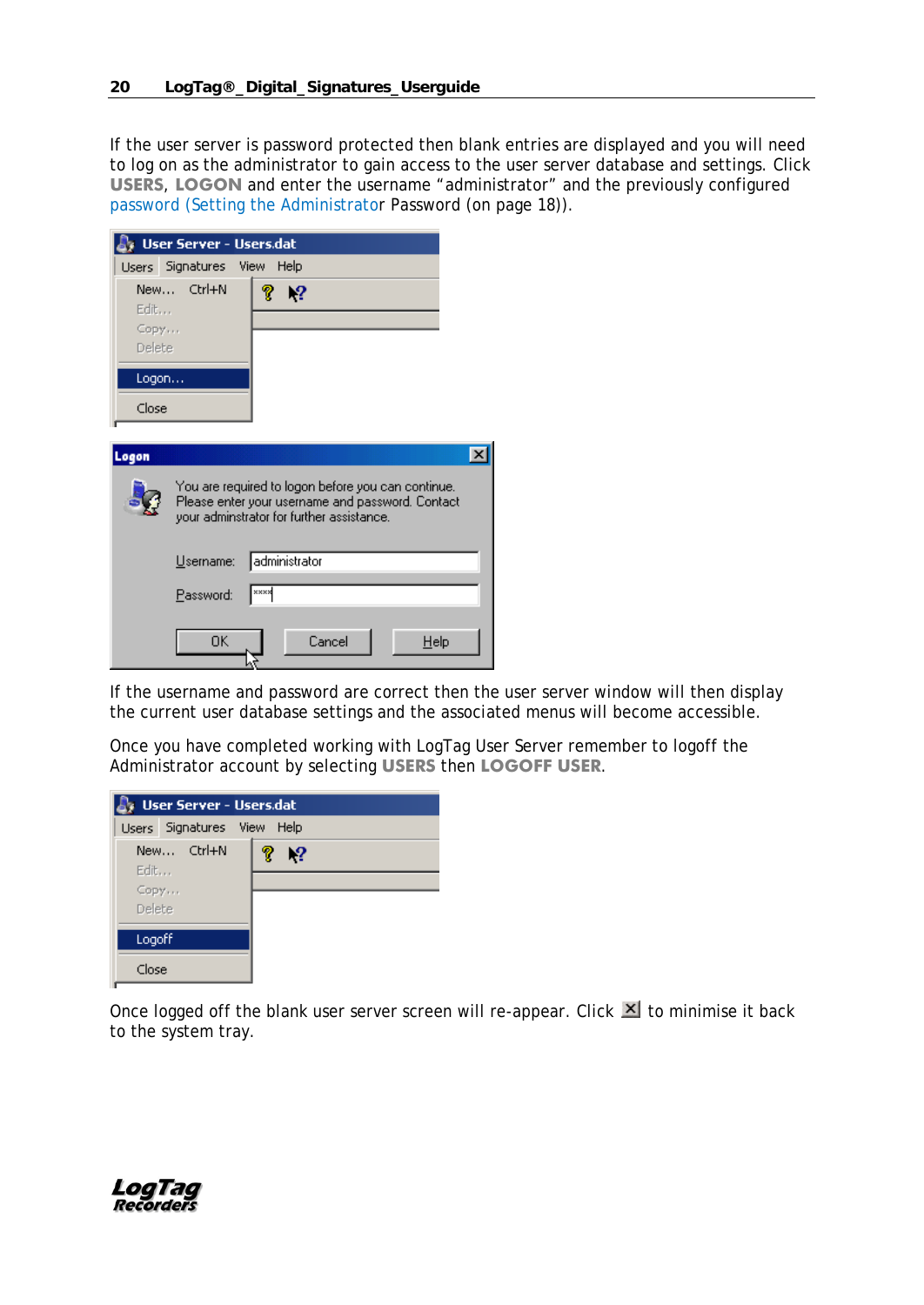If the user server is password protected then blank entries are displayed and you will need to log on as the administrator to gain access to the user server database and settings. Click **USERS**, **LOGON** and enter the username "administrator" and the previously configured password (Setting the Administrator Password (on page 18)).

If the username and password are correct then the user server window will then display the current user database settings and the associated menus will become accessible.

Once you have completed working with LogTag User Server remember to logoff the Administrator account by selecting **USERS** then **LOGOFF USER**.

Once logged off the blank user server screen will re-appear. Click ☒ to minimise it back to the system tray.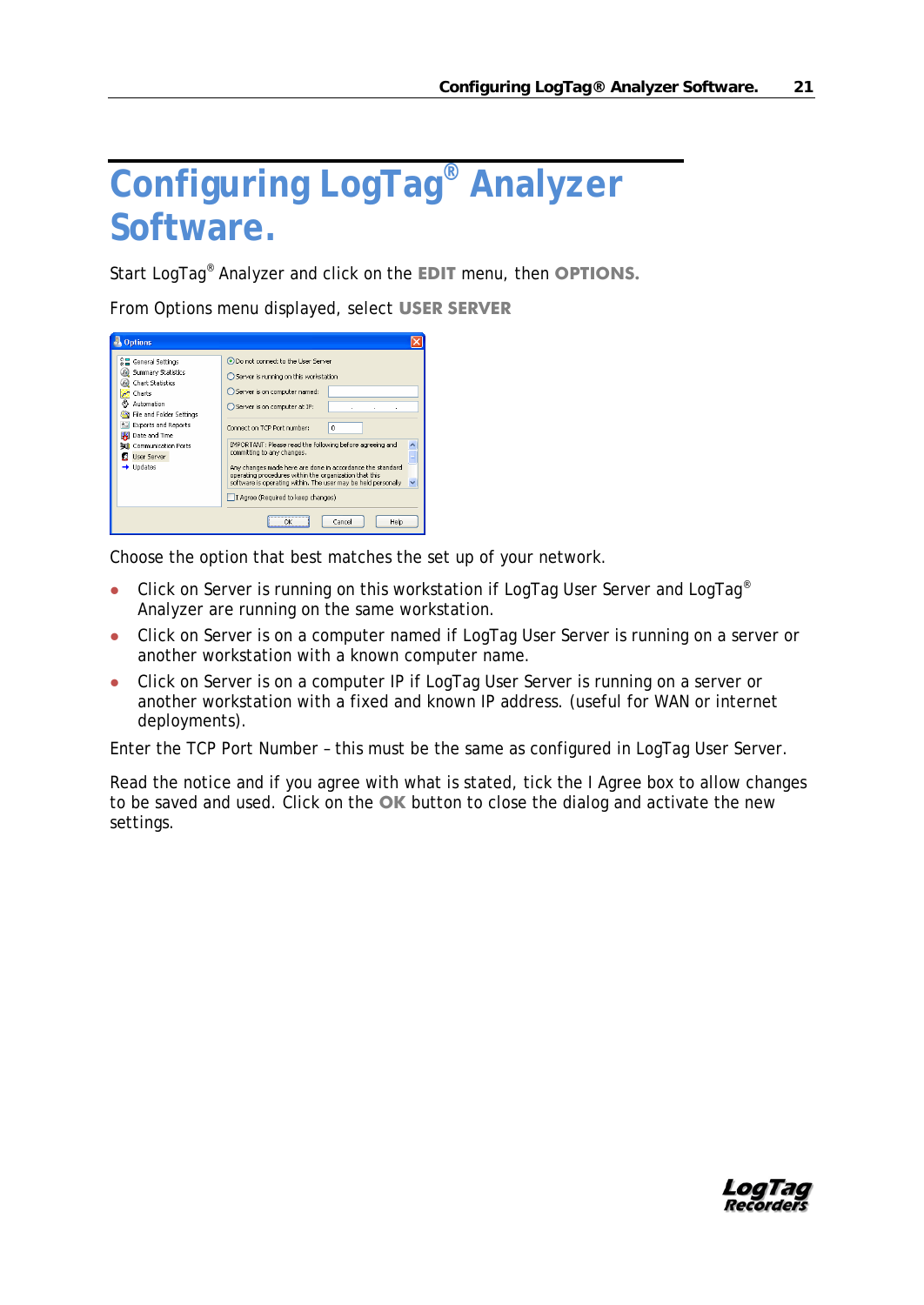# Configuring LogTag® Analyzer Software.

Start LogTag® Analyzer and click on the **EDIT** menu, then **OPTIONS.**

From Options menu displayed, select **USER SERVER**

Choose the option that best matches the set up of your network.

- Click on Server is running on this workstation if LogTag User Server and LogTag® Analyzer are running on the same workstation.
- Click on Server is on a computer named if LogTag User Server is running on a server or another workstation with a known computer name.
- Click on Server is on a computer IP if LogTag User Server is running on a server or another workstation with a fixed and known IP address. (useful for WAN or internet deployments).

Enter the TCP Port Number – this must be the same as configured in LogTag User Server.

Read the notice and if you agree with what is stated, tick the I Agree box to allow changes to be saved and used. Click on the **OK** button to close the dialog and activate the new settings.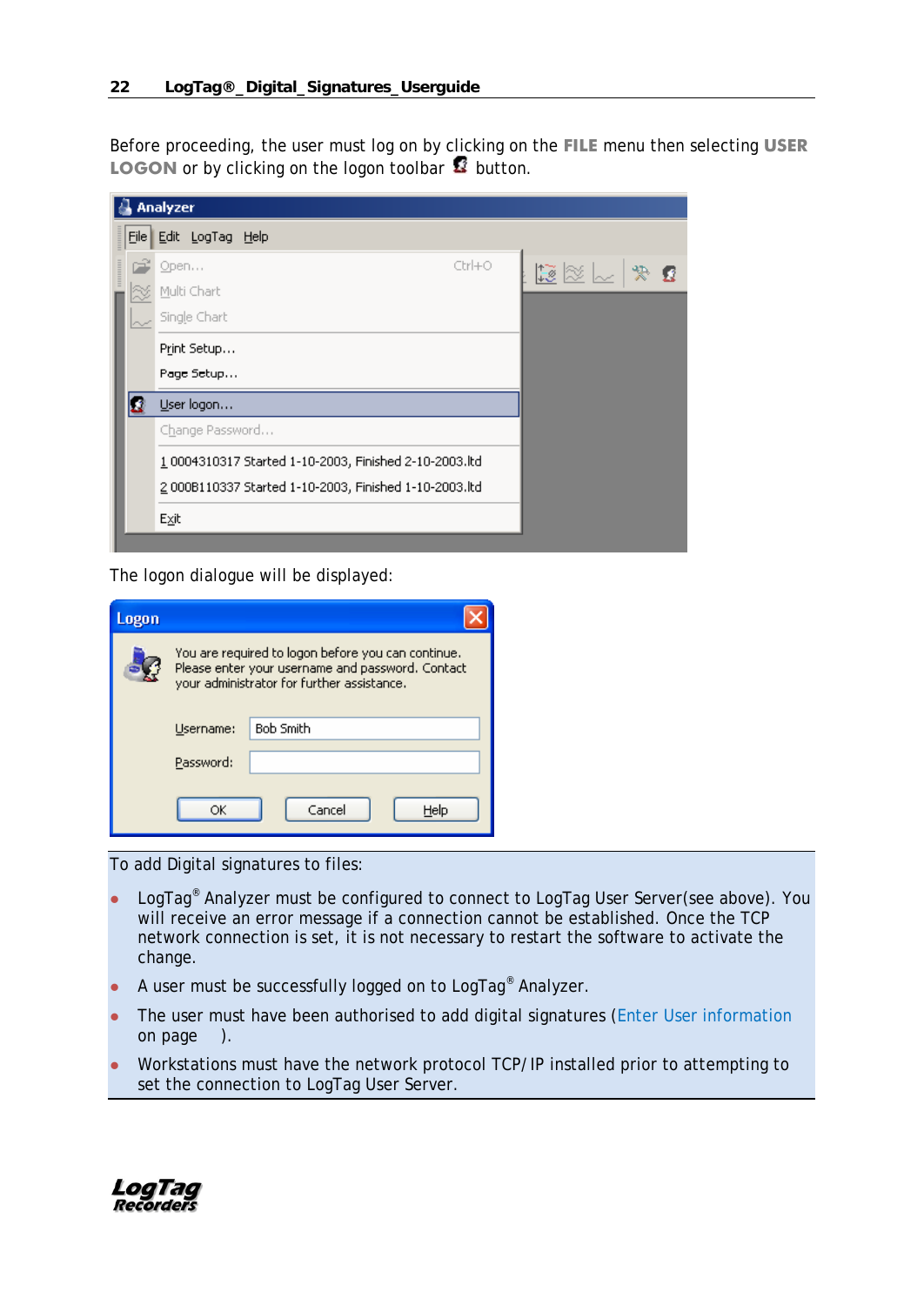Before proceeding, the user must log on by clicking on the **FILE** menu then selecting **USER LOGON** or by clicking on the logon toolbar button.

The logon dialogue will be displayed:

To add Digital signatures to files:

- LogTag® Analyzer must be configured to connect to LogTag User Server(see above). You will receive an error message if a connection cannot be established. Once the TCP network connection is set, it is not necessary to restart the software to activate the change.
- A user must be successfully logged on to LogTag® Analyzer.
- The user must have been authorised to add digital signatures (Enter User information on page ).
- Workstations must have the network protocol TCP/IP installed prior to attempting to set the connection to LogTag User Server.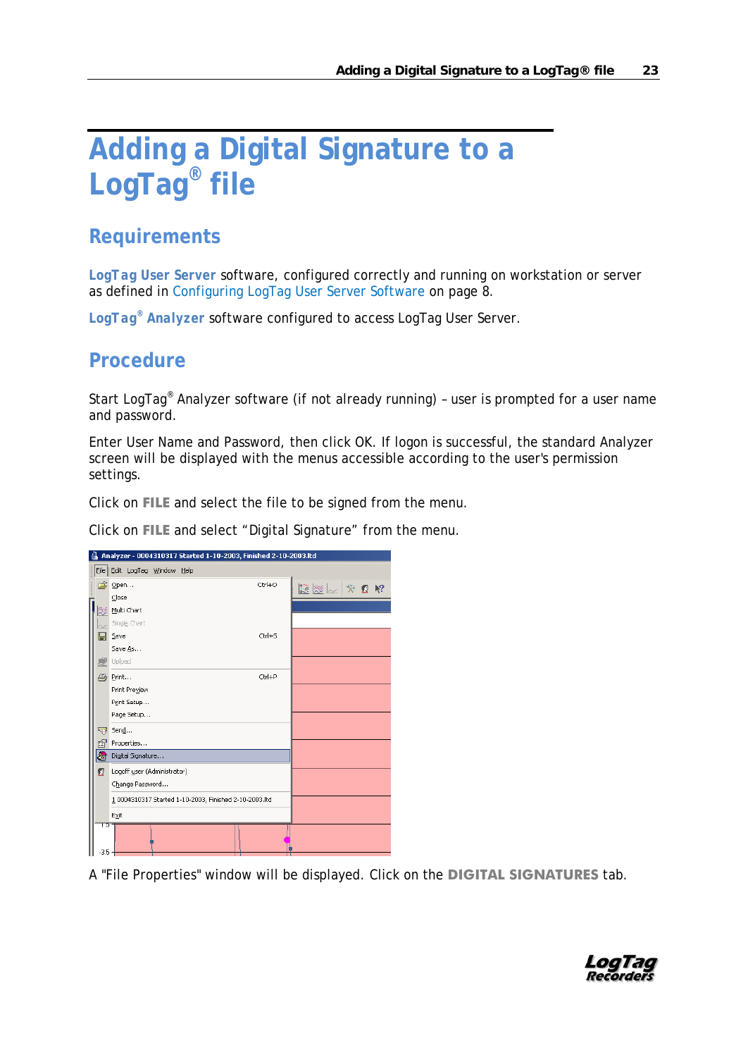# Adding a Digital Signature to a LogTag® file

## Requirements

**LogTag User Server** software, configured correctly and running on workstation or server as defined in Configuring LogTag User Server Software on page 8.

**LogTag® Analyzer** software configured to access LogTag User Server.

## Procedure

Start LogTag® Analyzer software (if not already running) – user is prompted for a user name and password.

Enter User Name and Password, then click OK. If logon is successful, the standard Analyzer screen will be displayed with the menus accessible according to the user's permission settings.

Click on **FILE** and select the file to be signed from the menu.

Click on **FILE** and select "Digital Signature" from the menu.

A "File Properties" window will be displayed. Click on the **DIGITAL SIGNATURES** tab.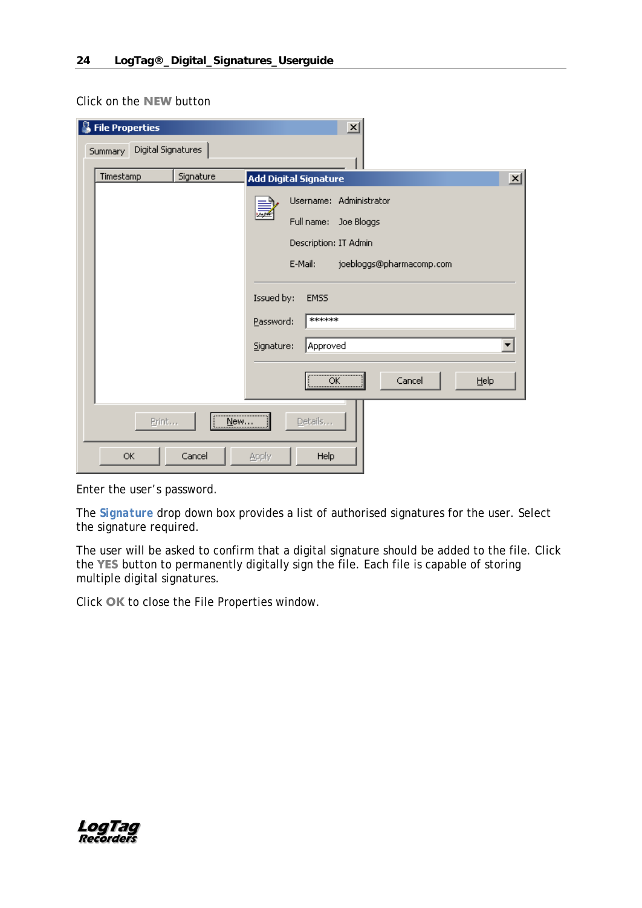Click on the **NEW** button

Enter the user's password.

The **Signature** drop down box provides a list of authorised signatures for the user. Select the signature required.

The user will be asked to confirm that a digital signature should be added to the file. Click the **YES** button to permanently digitally sign the file. Each file is capable of storing multiple digital signatures.

Click **OK** to close the File Properties window.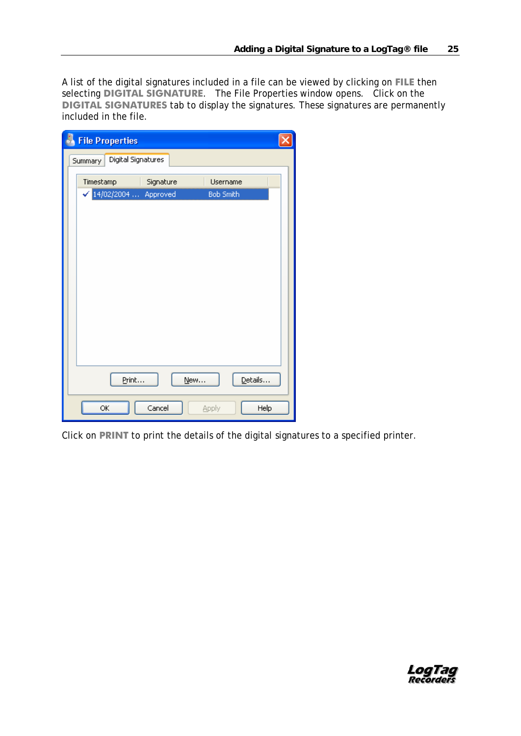A list of the digital signatures included in a file can be viewed by clicking on **FILE** then selecting **DIGITAL SIGNATURE**. The File Properties window opens. Click on the **DIGITAL SIGNATURES** tab to display the signatures. These signatures are permanently included in the file.

Click on **PRINT** to print the details of the digital signatures to a specified printer.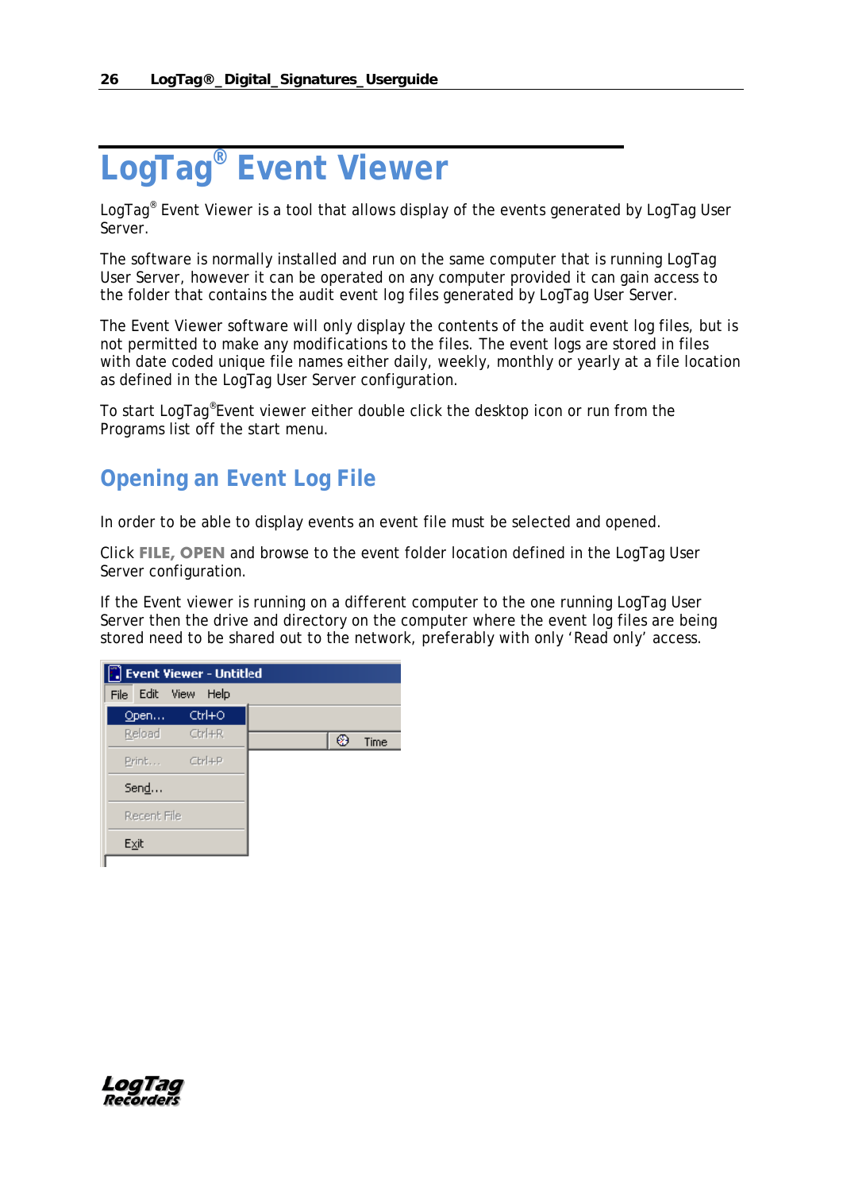# LogTag® Event Viewer

LogTag® Event Viewer is a tool that allows display of the events generated by LogTag User Server.

The software is normally installed and run on the same computer that is running LogTag User Server, however it can be operated on any computer provided it can gain access to the folder that contains the audit event log files generated by LogTag User Server.

The Event Viewer software will only display the contents of the audit event log files, but is not permitted to make any modifications to the files. The event logs are stored in files with date coded unique file names either daily, weekly, monthly or yearly at a file location as defined in the LogTag User Server configuration.

To start LogTag®Event viewer either double click the desktop icon or run from the Programs list off the start menu.

## Opening an Event Log File

In order to be able to display events an event file must be selected and opened.

Click **FILE, OPEN** and browse to the event folder location defined in the LogTag User Server configuration.

If the Event viewer is running on a different computer to the one running LogTag User Server then the drive and directory on the computer where the event log files are being stored need to be shared out to the network, preferably with only 'Read only' access.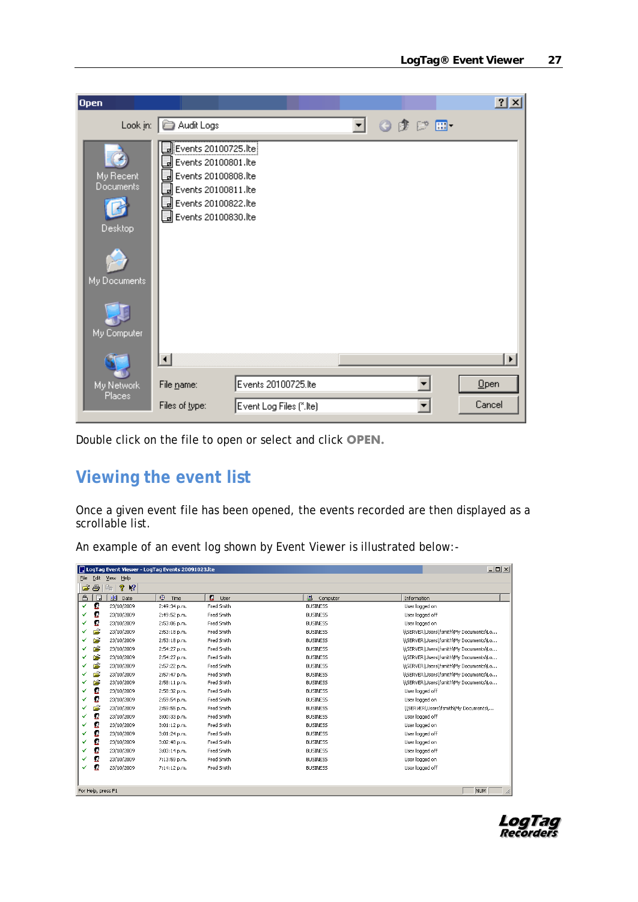Double click on the file to open or select and click **OPEN.**

## Viewing the event list

Once a given event file has been opened, the events recorded are then displayed as a scrollable list.

An example of an event log shown by Event Viewer is illustrated below:-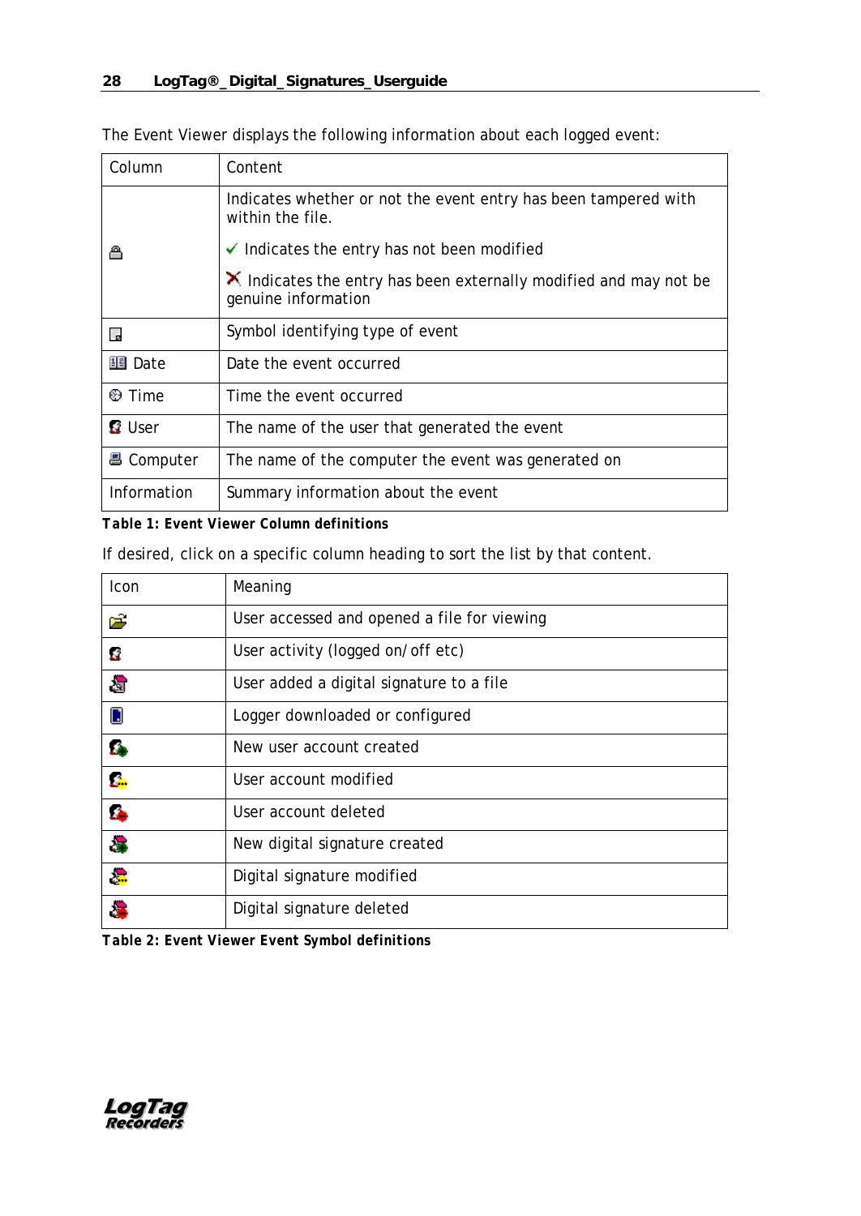The Event Viewer displays the following information about each logged event:

| Column | Content |
|---|---|
| | Indicates whether or not the event entry has been tampered with within the file.<br><br>✓ Indicates the entry has not been modified<br><br>✗ Indicates the entry has been externally modified and may not be genuine information |
| | Symbol identifying type of event |
| Date | Date the event occurred |
| Time | Time the event occurred |
| User | The name of the user that generated the event |
| Computer | The name of the computer the event was generated on |
| Information | Summary information about the event |

**Table 1: Event Viewer Column definitions**

If desired, click on a specific column heading to sort the list by that content.

| Icon | Meaning |
|---|---|
| | User accessed and opened a file for viewing |
| | User activity (logged on/off etc) |
| | User added a digital signature to a file |
| | Logger downloaded or configured |
| | New user account created |
| | User account modified |
| | User account deleted |
| | New digital signature created |
| | Digital signature modified |
| | Digital signature deleted |

**Table 2: Event Viewer Event Symbol definitions**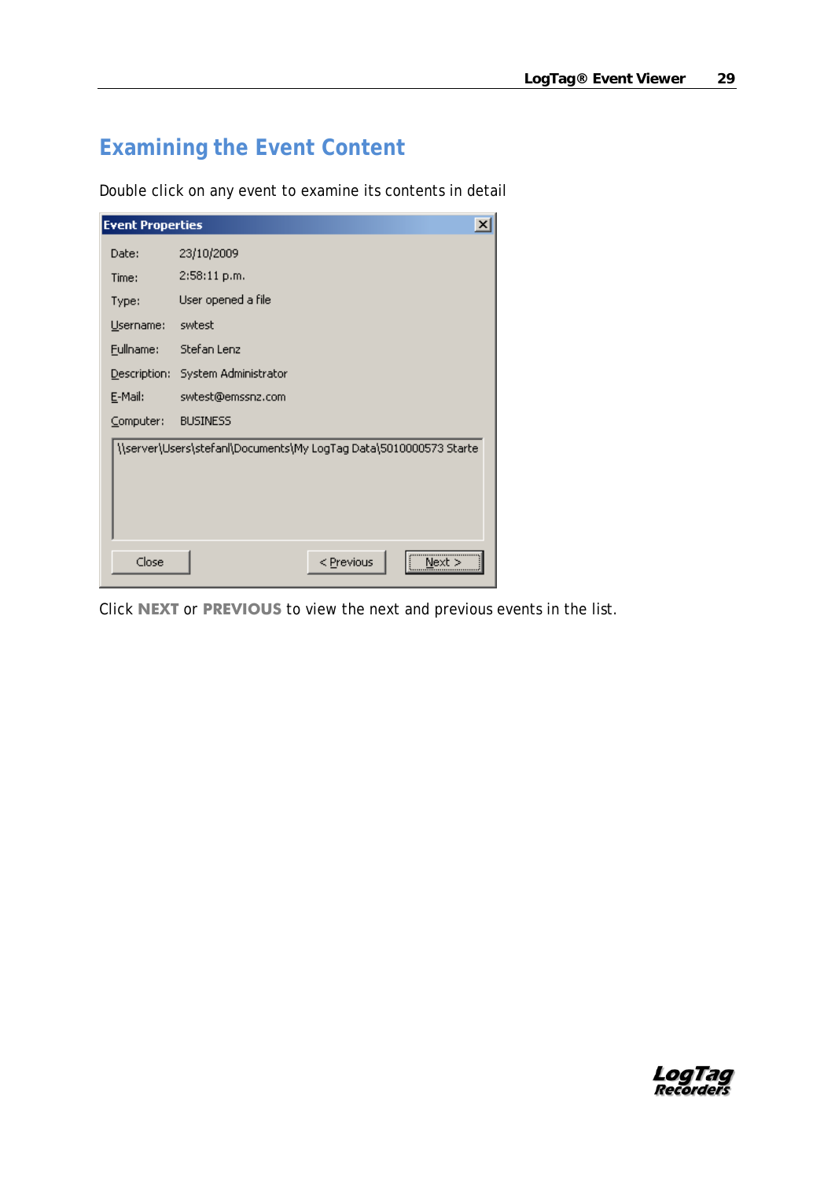## Examining the Event Content

Double click on any event to examine its contents in detail

Event Properties

Date: 23/10/2009

Time: 2:58:11 p.m.

Type: User opened a file

Username: swtest

Fullname: Stefan Lenz

Description: System Administrator

E-Mail: swtest@emssnz.com

Computer: BUSINESS

\\server\Users\stefanl\Documents\My LogTag Data\5010000573 Starte

Close | < Previous | Next >

Click **NEXT** or **PREVIOUS** to view the next and previous events in the list.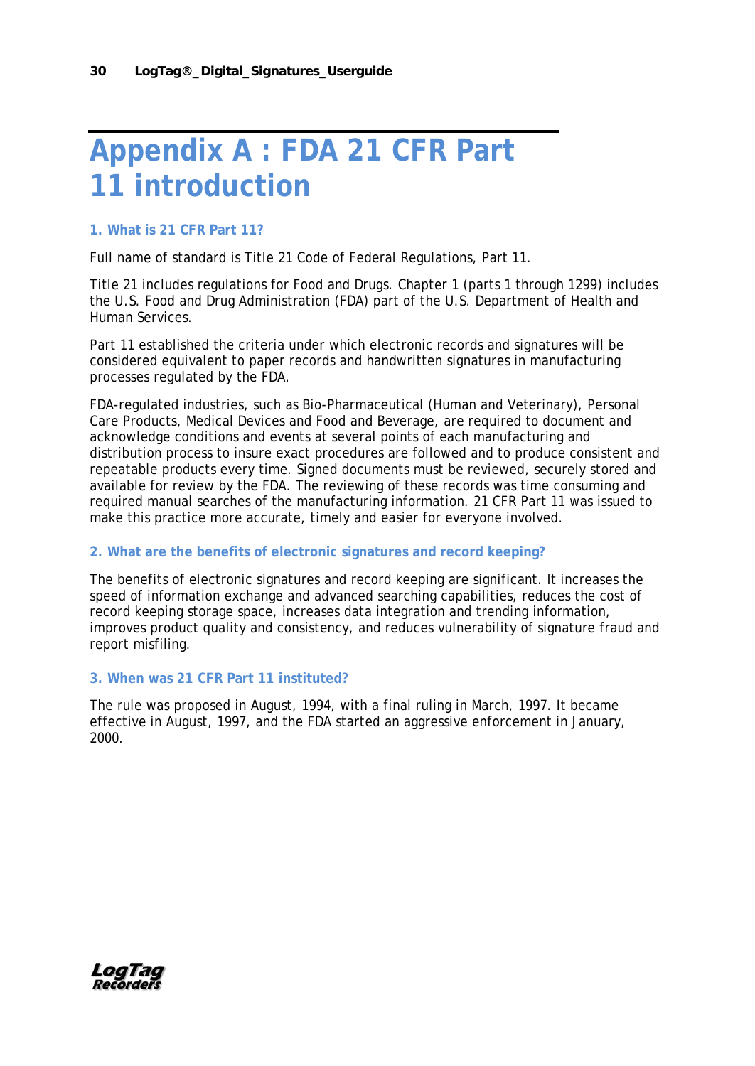# Appendix A : FDA 21 CFR Part 11 introduction

### 1. What is 21 CFR Part 11?

Full name of standard is Title 21 Code of Federal Regulations, Part 11.

Title 21 includes regulations for Food and Drugs. Chapter 1 (parts 1 through 1299) includes the U.S. Food and Drug Administration (FDA) part of the U.S. Department of Health and Human Services.

Part 11 established the criteria under which electronic records and signatures will be considered equivalent to paper records and handwritten signatures in manufacturing processes regulated by the FDA.

FDA-regulated industries, such as Bio-Pharmaceutical (Human and Veterinary), Personal Care Products, Medical Devices and Food and Beverage, are required to document and acknowledge conditions and events at several points of each manufacturing and distribution process to insure exact procedures are followed and to produce consistent and repeatable products every time. Signed documents must be reviewed, securely stored and available for review by the FDA. The reviewing of these records was time consuming and required manual searches of the manufacturing information. 21 CFR Part 11 was issued to make this practice more accurate, timely and easier for everyone involved.

### 2. What are the benefits of electronic signatures and record keeping?

The benefits of electronic signatures and record keeping are significant. It increases the speed of information exchange and advanced searching capabilities, reduces the cost of record keeping storage space, increases data integration and trending information, improves product quality and consistency, and reduces vulnerability of signature fraud and report misfiling.

### 3. When was 21 CFR Part 11 instituted?

The rule was proposed in August, 1994, with a final ruling in March, 1997. It became effective in August, 1997, and the FDA started an aggressive enforcement in January, 2000.